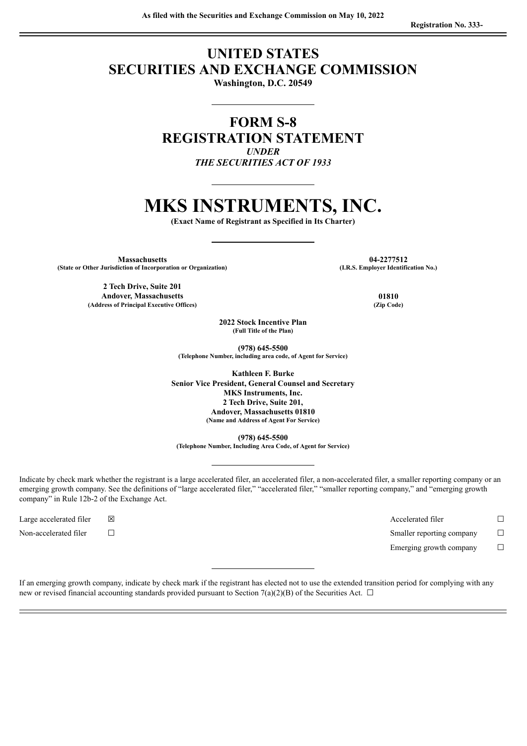As filed with the Securities and Exchange Commission on May 10, 2022

Registration No. 333-

# UNITED STATES
# SECURITIES AND EXCHANGE COMMISSION

**Washington, D.C. 20549**

## FORM S-8
## REGISTRATION STATEMENT

*UNDER*

*THE SECURITIES ACT OF 1933*

# MKS INSTRUMENTS, INC.

**(Exact Name of Registrant as Specified in Its Charter)**

| | |
|---|---|
| **Massachusetts** (State or Other Jurisdiction of Incorporation or Organization) | **04-2277512** (I.R.S. Employer Identification No.) |
| **2 Tech Drive, Suite 201 Andover, Massachusetts** (Address of Principal Executive Offices) | **01810** (Zip Code) |

**2022 Stock Incentive Plan**
**(Full Title of the Plan)**

**(978) 645-5500**
**(Telephone Number, including area code, of Agent for Service)**

**Kathleen F. Burke**
**Senior Vice President, General Counsel and Secretary**
**MKS Instruments, Inc.**
**2 Tech Drive, Suite 201,**
**Andover, Massachusetts 01810**
**(Name and Address of Agent For Service)**

**(978) 645-5500**
**(Telephone Number, Including Area Code, of Agent for Service)**

Indicate by check mark whether the registrant is a large accelerated filer, an accelerated filer, a non-accelerated filer, a smaller reporting company or an emerging growth company. See the definitions of "large accelerated filer," "accelerated filer," "smaller reporting company," and "emerging growth company" in Rule 12b-2 of the Exchange Act.

| | | | |
|---|---|---|---|
| Large accelerated filer | ☒ | Accelerated filer | ☐ |
| Non-accelerated filer | ☐ | Smaller reporting company | ☐ |
| | | Emerging growth company | ☐ |

If an emerging growth company, indicate by check mark if the registrant has elected not to use the extended transition period for complying with any new or revised financial accounting standards provided pursuant to Section 7(a)(2)(B) of the Securities Act. ☐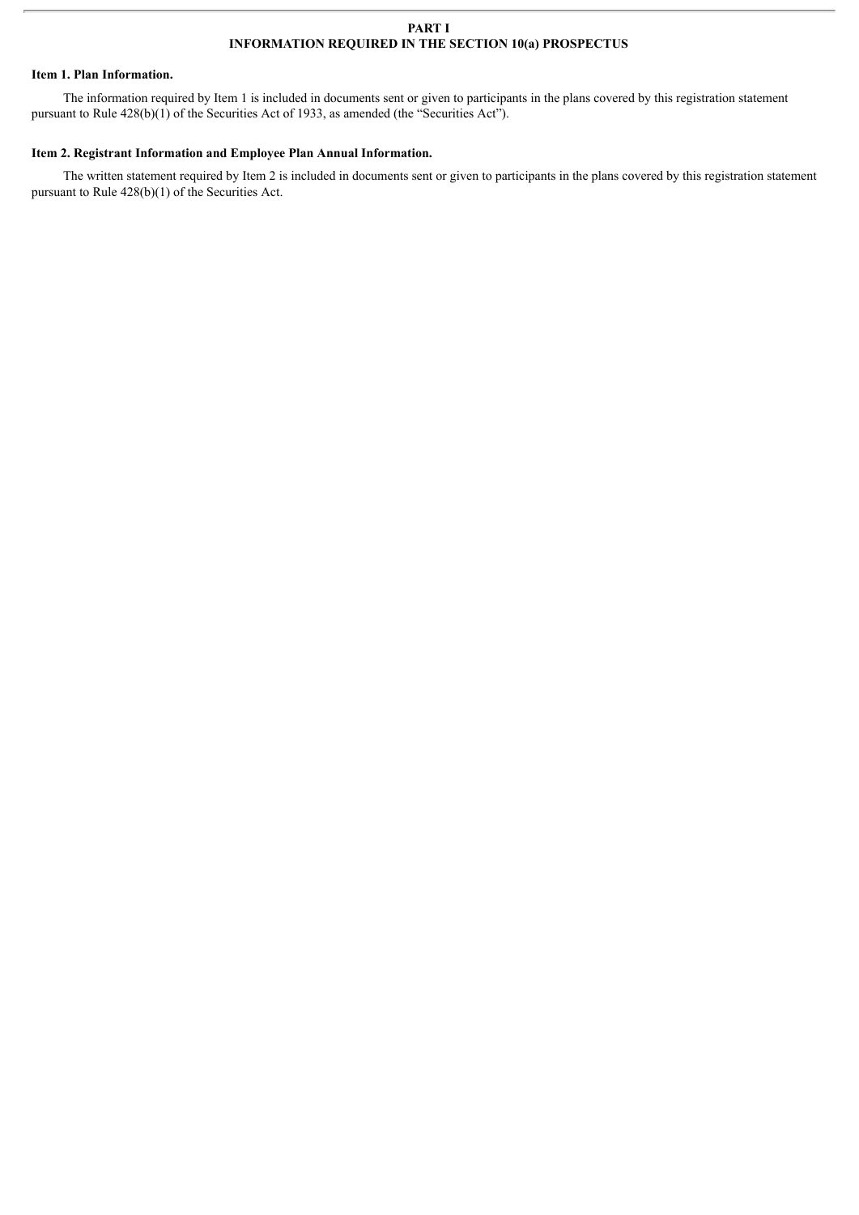# PART I
# INFORMATION REQUIRED IN THE SECTION 10(a) PROSPECTUS

### Item 1. Plan Information.

The information required by Item 1 is included in documents sent or given to participants in the plans covered by this registration statement pursuant to Rule 428(b)(1) of the Securities Act of 1933, as amended (the "Securities Act").

### Item 2. Registrant Information and Employee Plan Annual Information.

The written statement required by Item 2 is included in documents sent or given to participants in the plans covered by this registration statement pursuant to Rule 428(b)(1) of the Securities Act.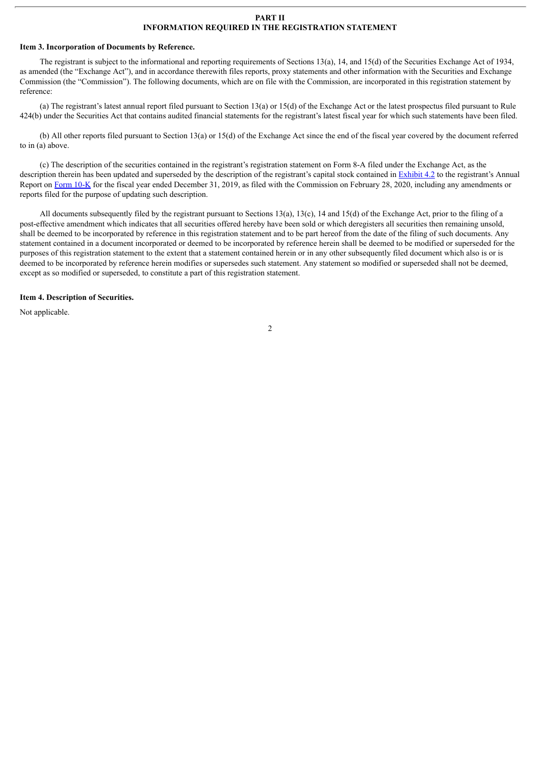# PART II
# INFORMATION REQUIRED IN THE REGISTRATION STATEMENT

**Item 3. Incorporation of Documents by Reference.**

The registrant is subject to the informational and reporting requirements of Sections 13(a), 14, and 15(d) of the Securities Exchange Act of 1934, as amended (the "Exchange Act"), and in accordance therewith files reports, proxy statements and other information with the Securities and Exchange Commission (the "Commission"). The following documents, which are on file with the Commission, are incorporated in this registration statement by reference:

(a) The registrant's latest annual report filed pursuant to Section 13(a) or 15(d) of the Exchange Act or the latest prospectus filed pursuant to Rule 424(b) under the Securities Act that contains audited financial statements for the registrant's latest fiscal year for which such statements have been filed.

(b) All other reports filed pursuant to Section 13(a) or 15(d) of the Exchange Act since the end of the fiscal year covered by the document referred to in (a) above.

(c) The description of the securities contained in the registrant's registration statement on Form 8-A filed under the Exchange Act, as the description therein has been updated and superseded by the description of the registrant's capital stock contained in Exhibit 4.2 to the registrant's Annual Report on Form 10-K for the fiscal year ended December 31, 2019, as filed with the Commission on February 28, 2020, including any amendments or reports filed for the purpose of updating such description.

All documents subsequently filed by the registrant pursuant to Sections 13(a), 13(c), 14 and 15(d) of the Exchange Act, prior to the filing of a post-effective amendment which indicates that all securities offered hereby have been sold or which deregisters all securities then remaining unsold, shall be deemed to be incorporated by reference in this registration statement and to be part hereof from the date of the filing of such documents. Any statement contained in a document incorporated or deemed to be incorporated by reference herein shall be deemed to be modified or superseded for the purposes of this registration statement to the extent that a statement contained herein or in any other subsequently filed document which also is or is deemed to be incorporated by reference herein modifies or supersedes such statement. Any statement so modified or superseded shall not be deemed, except as so modified or superseded, to constitute a part of this registration statement.

**Item 4. Description of Securities.**

Not applicable.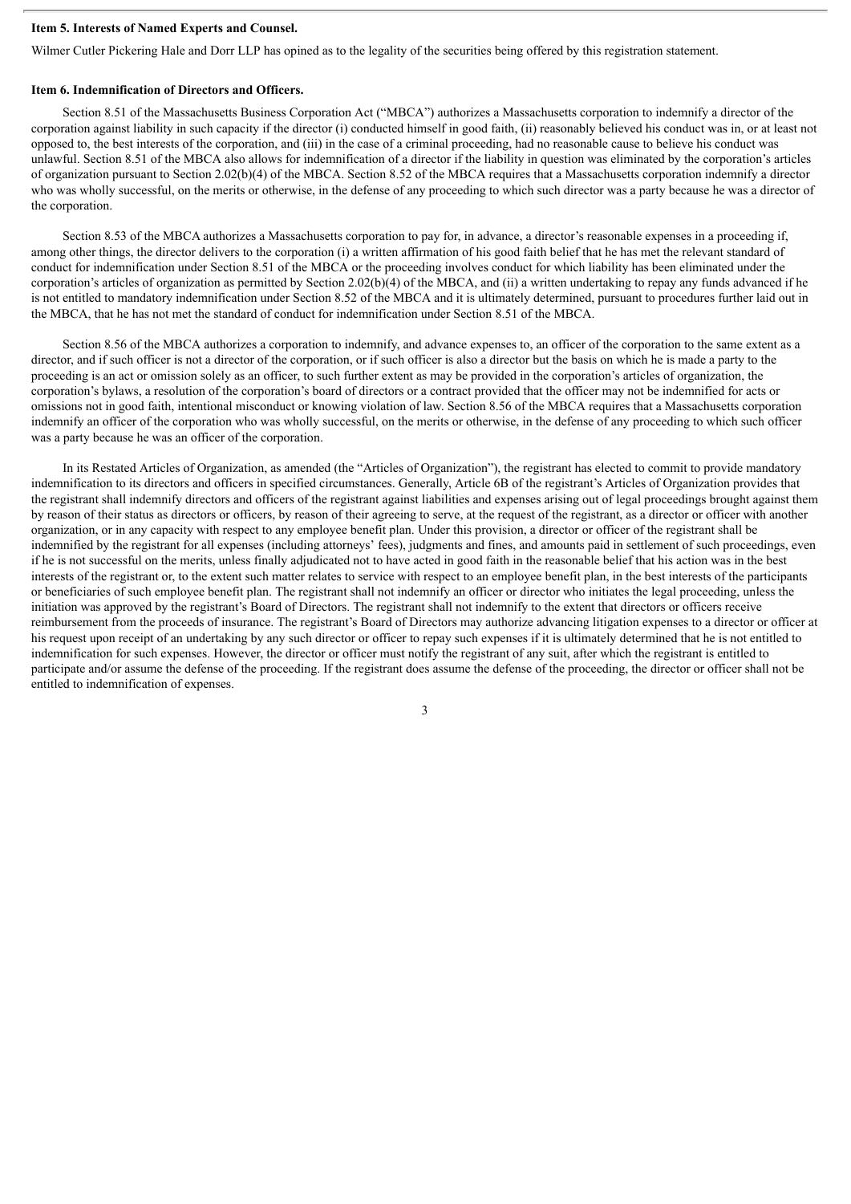**Item 5. Interests of Named Experts and Counsel.**

Wilmer Cutler Pickering Hale and Dorr LLP has opined as to the legality of the securities being offered by this registration statement.

**Item 6. Indemnification of Directors and Officers.**

Section 8.51 of the Massachusetts Business Corporation Act ("MBCA") authorizes a Massachusetts corporation to indemnify a director of the corporation against liability in such capacity if the director (i) conducted himself in good faith, (ii) reasonably believed his conduct was in, or at least not opposed to, the best interests of the corporation, and (iii) in the case of a criminal proceeding, had no reasonable cause to believe his conduct was unlawful. Section 8.51 of the MBCA also allows for indemnification of a director if the liability in question was eliminated by the corporation's articles of organization pursuant to Section 2.02(b)(4) of the MBCA. Section 8.52 of the MBCA requires that a Massachusetts corporation indemnify a director who was wholly successful, on the merits or otherwise, in the defense of any proceeding to which such director was a party because he was a director of the corporation.

Section 8.53 of the MBCA authorizes a Massachusetts corporation to pay for, in advance, a director's reasonable expenses in a proceeding if, among other things, the director delivers to the corporation (i) a written affirmation of his good faith belief that he has met the relevant standard of conduct for indemnification under Section 8.51 of the MBCA or the proceeding involves conduct for which liability has been eliminated under the corporation's articles of organization as permitted by Section 2.02(b)(4) of the MBCA, and (ii) a written undertaking to repay any funds advanced if he is not entitled to mandatory indemnification under Section 8.52 of the MBCA and it is ultimately determined, pursuant to procedures further laid out in the MBCA, that he has not met the standard of conduct for indemnification under Section 8.51 of the MBCA.

Section 8.56 of the MBCA authorizes a corporation to indemnify, and advance expenses to, an officer of the corporation to the same extent as a director, and if such officer is not a director of the corporation, or if such officer is also a director but the basis on which he is made a party to the proceeding is an act or omission solely as an officer, to such further extent as may be provided in the corporation's articles of organization, the corporation's bylaws, a resolution of the corporation's board of directors or a contract provided that the officer may not be indemnified for acts or omissions not in good faith, intentional misconduct or knowing violation of law. Section 8.56 of the MBCA requires that a Massachusetts corporation indemnify an officer of the corporation who was wholly successful, on the merits or otherwise, in the defense of any proceeding to which such officer was a party because he was an officer of the corporation.

In its Restated Articles of Organization, as amended (the "Articles of Organization"), the registrant has elected to commit to provide mandatory indemnification to its directors and officers in specified circumstances. Generally, Article 6B of the registrant's Articles of Organization provides that the registrant shall indemnify directors and officers of the registrant against liabilities and expenses arising out of legal proceedings brought against them by reason of their status as directors or officers, by reason of their agreeing to serve, at the request of the registrant, as a director or officer with another organization, or in any capacity with respect to any employee benefit plan. Under this provision, a director or officer of the registrant shall be indemnified by the registrant for all expenses (including attorneys' fees), judgments and fines, and amounts paid in settlement of such proceedings, even if he is not successful on the merits, unless finally adjudicated not to have acted in good faith in the reasonable belief that his action was in the best interests of the registrant or, to the extent such matter relates to service with respect to an employee benefit plan, in the best interests of the participants or beneficiaries of such employee benefit plan. The registrant shall not indemnify an officer or director who initiates the legal proceeding, unless the initiation was approved by the registrant's Board of Directors. The registrant shall not indemnify to the extent that directors or officers receive reimbursement from the proceeds of insurance. The registrant's Board of Directors may authorize advancing litigation expenses to a director or officer at his request upon receipt of an undertaking by any such director or officer to repay such expenses if it is ultimately determined that he is not entitled to indemnification for such expenses. However, the director or officer must notify the registrant of any suit, after which the registrant is entitled to participate and/or assume the defense of the proceeding. If the registrant does assume the defense of the proceeding, the director or officer shall not be entitled to indemnification of expenses.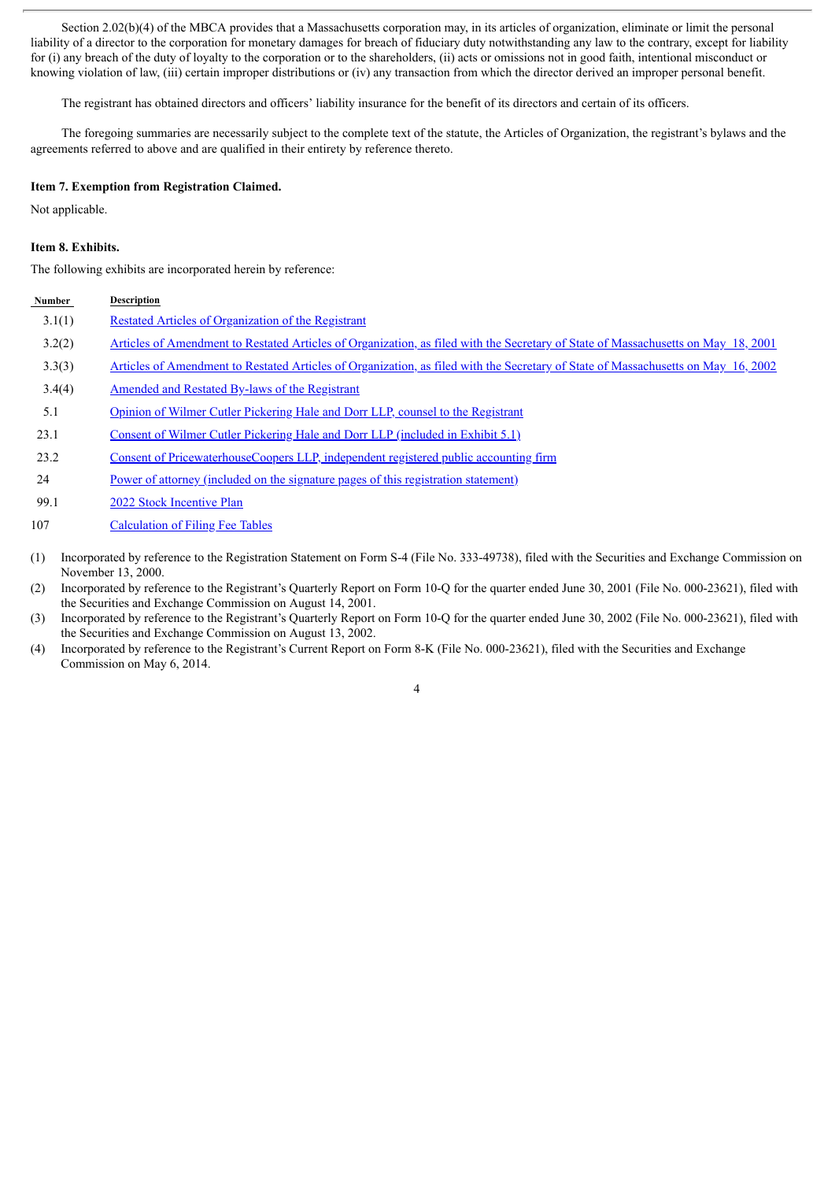Section 2.02(b)(4) of the MBCA provides that a Massachusetts corporation may, in its articles of organization, eliminate or limit the personal liability of a director to the corporation for monetary damages for breach of fiduciary duty notwithstanding any law to the contrary, except for liability for (i) any breach of the duty of loyalty to the corporation or to the shareholders, (ii) acts or omissions not in good faith, intentional misconduct or knowing violation of law, (iii) certain improper distributions or (iv) any transaction from which the director derived an improper personal benefit.

The registrant has obtained directors and officers' liability insurance for the benefit of its directors and certain of its officers.

The foregoing summaries are necessarily subject to the complete text of the statute, the Articles of Organization, the registrant's bylaws and the agreements referred to above and are qualified in their entirety by reference thereto.

**Item 7. Exemption from Registration Claimed.**

Not applicable.

**Item 8. Exhibits.**

The following exhibits are incorporated herein by reference:

| Number | Description |
|---|---|
| 3.1(1) | Restated Articles of Organization of the Registrant |
| 3.2(2) | Articles of Amendment to Restated Articles of Organization, as filed with the Secretary of State of Massachusetts on May 18, 2001 |
| 3.3(3) | Articles of Amendment to Restated Articles of Organization, as filed with the Secretary of State of Massachusetts on May 16, 2002 |
| 3.4(4) | Amended and Restated By-laws of the Registrant |
| 5.1 | Opinion of Wilmer Cutler Pickering Hale and Dorr LLP, counsel to the Registrant |
| 23.1 | Consent of Wilmer Cutler Pickering Hale and Dorr LLP (included in Exhibit 5.1) |
| 23.2 | Consent of PricewaterhouseCoopers LLP, independent registered public accounting firm |
| 24 | Power of attorney (included on the signature pages of this registration statement) |
| 99.1 | 2022 Stock Incentive Plan |
| 107 | Calculation of Filing Fee Tables |

(1) Incorporated by reference to the Registration Statement on Form S-4 (File No. 333-49738), filed with the Securities and Exchange Commission on November 13, 2000.

(2) Incorporated by reference to the Registrant's Quarterly Report on Form 10-Q for the quarter ended June 30, 2001 (File No. 000-23621), filed with the Securities and Exchange Commission on August 14, 2001.

(3) Incorporated by reference to the Registrant's Quarterly Report on Form 10-Q for the quarter ended June 30, 2002 (File No. 000-23621), filed with the Securities and Exchange Commission on August 13, 2002.

(4) Incorporated by reference to the Registrant's Current Report on Form 8-K (File No. 000-23621), filed with the Securities and Exchange Commission on May 6, 2014.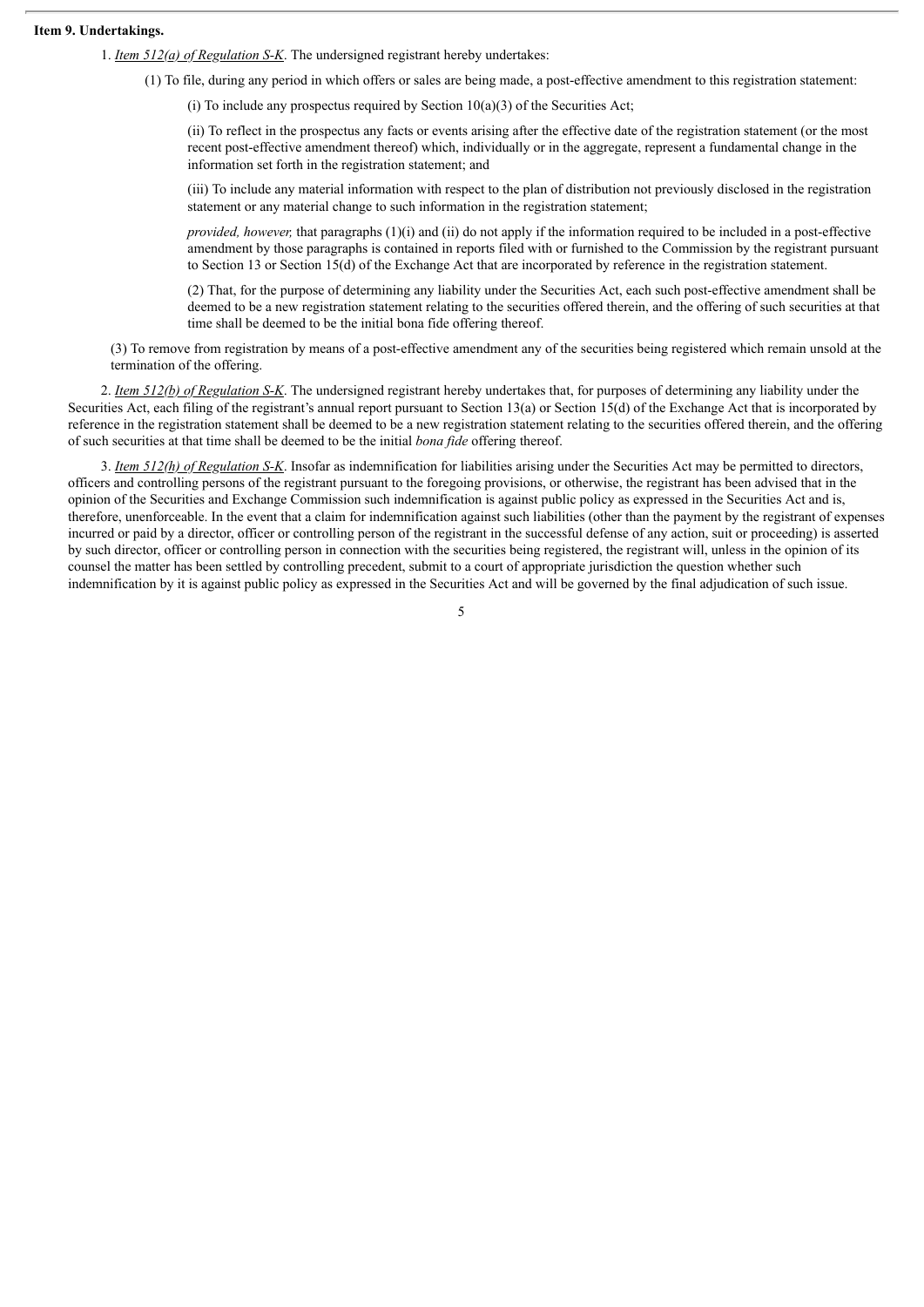**Item 9. Undertakings.**

1. *Item 512(a) of Regulation S-K*. The undersigned registrant hereby undertakes:

(1) To file, during any period in which offers or sales are being made, a post-effective amendment to this registration statement:

(i) To include any prospectus required by Section 10(a)(3) of the Securities Act;

(ii) To reflect in the prospectus any facts or events arising after the effective date of the registration statement (or the most recent post-effective amendment thereof) which, individually or in the aggregate, represent a fundamental change in the information set forth in the registration statement; and

(iii) To include any material information with respect to the plan of distribution not previously disclosed in the registration statement or any material change to such information in the registration statement;

*provided, however,* that paragraphs (1)(i) and (ii) do not apply if the information required to be included in a post-effective amendment by those paragraphs is contained in reports filed with or furnished to the Commission by the registrant pursuant to Section 13 or Section 15(d) of the Exchange Act that are incorporated by reference in the registration statement.

(2) That, for the purpose of determining any liability under the Securities Act, each such post-effective amendment shall be deemed to be a new registration statement relating to the securities offered therein, and the offering of such securities at that time shall be deemed to be the initial bona fide offering thereof.

(3) To remove from registration by means of a post-effective amendment any of the securities being registered which remain unsold at the termination of the offering.

2. *Item 512(b) of Regulation S-K*. The undersigned registrant hereby undertakes that, for purposes of determining any liability under the Securities Act, each filing of the registrant's annual report pursuant to Section 13(a) or Section 15(d) of the Exchange Act that is incorporated by reference in the registration statement shall be deemed to be a new registration statement relating to the securities offered therein, and the offering of such securities at that time shall be deemed to be the initial *bona fide* offering thereof.

3. *Item 512(h) of Regulation S-K*. Insofar as indemnification for liabilities arising under the Securities Act may be permitted to directors, officers and controlling persons of the registrant pursuant to the foregoing provisions, or otherwise, the registrant has been advised that in the opinion of the Securities and Exchange Commission such indemnification is against public policy as expressed in the Securities Act and is, therefore, unenforceable. In the event that a claim for indemnification against such liabilities (other than the payment by the registrant of expenses incurred or paid by a director, officer or controlling person of the registrant in the successful defense of any action, suit or proceeding) is asserted by such director, officer or controlling person in connection with the securities being registered, the registrant will, unless in the opinion of its counsel the matter has been settled by controlling precedent, submit to a court of appropriate jurisdiction the question whether such indemnification by it is against public policy as expressed in the Securities Act and will be governed by the final adjudication of such issue.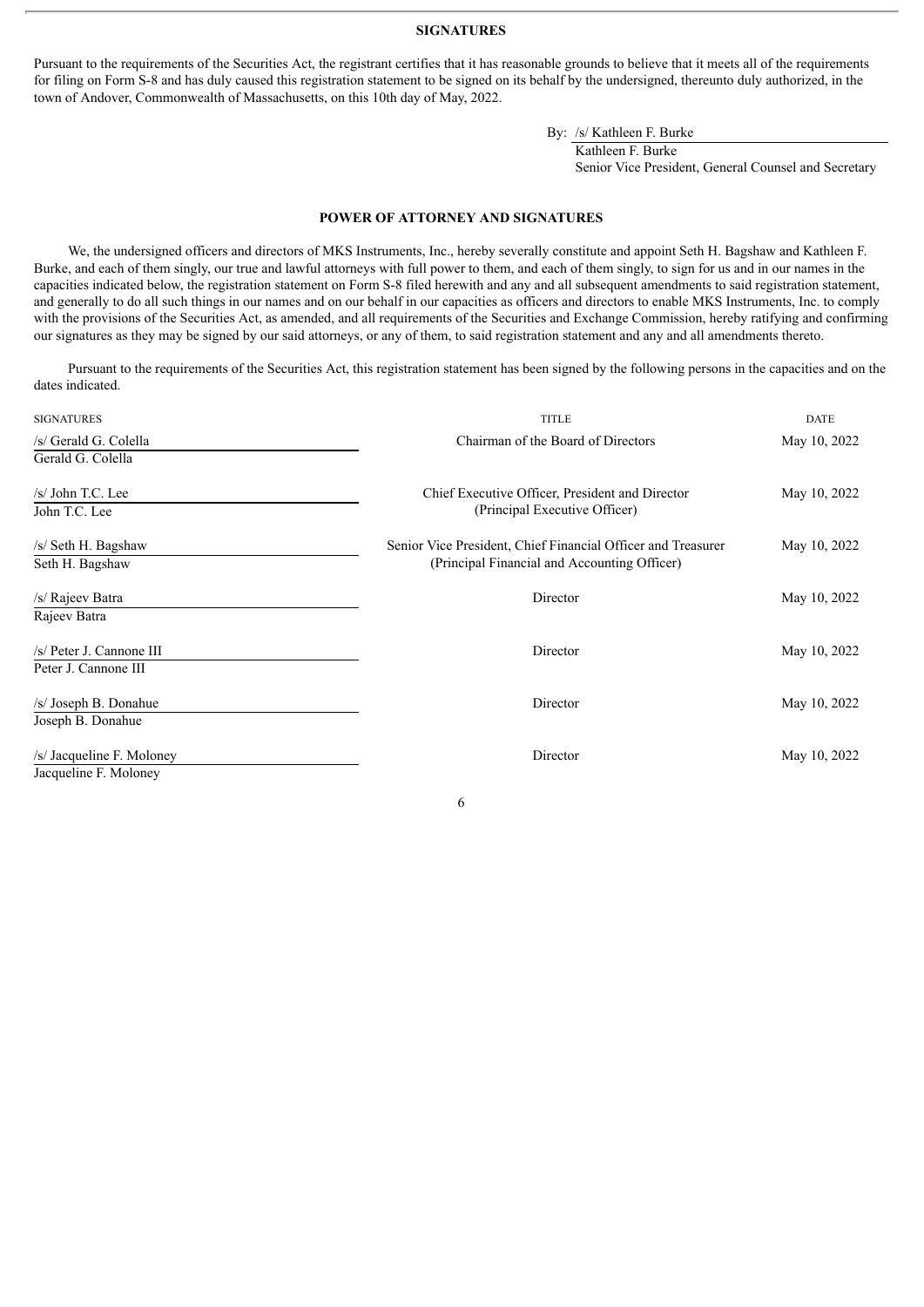## SIGNATURES

Pursuant to the requirements of the Securities Act, the registrant certifies that it has reasonable grounds to believe that it meets all of the requirements for filing on Form S-8 and has duly caused this registration statement to be signed on its behalf by the undersigned, thereunto duly authorized, in the town of Andover, Commonwealth of Massachusetts, on this 10th day of May, 2022.

By: /s/ Kathleen F. Burke
Kathleen F. Burke
Senior Vice President, General Counsel and Secretary

## POWER OF ATTORNEY AND SIGNATURES

We, the undersigned officers and directors of MKS Instruments, Inc., hereby severally constitute and appoint Seth H. Bagshaw and Kathleen F. Burke, and each of them singly, our true and lawful attorneys with full power to them, and each of them singly, to sign for us and in our names in the capacities indicated below, the registration statement on Form S-8 filed herewith and any and all subsequent amendments to said registration statement, and generally to do all such things in our names and on our behalf in our capacities as officers and directors to enable MKS Instruments, Inc. to comply with the provisions of the Securities Act, as amended, and all requirements of the Securities and Exchange Commission, hereby ratifying and confirming our signatures as they may be signed by our said attorneys, or any of them, to said registration statement and any and all amendments thereto.

Pursuant to the requirements of the Securities Act, this registration statement has been signed by the following persons in the capacities and on the dates indicated.

| SIGNATURES | TITLE | DATE |
|---|---|---|
| /s/ Gerald G. Colella<br>Gerald G. Colella | Chairman of the Board of Directors | May 10, 2022 |
| /s/ John T.C. Lee<br>John T.C. Lee | Chief Executive Officer, President and Director<br>(Principal Executive Officer) | May 10, 2022 |
| /s/ Seth H. Bagshaw<br>Seth H. Bagshaw | Senior Vice President, Chief Financial Officer and Treasurer<br>(Principal Financial and Accounting Officer) | May 10, 2022 |
| /s/ Rajeev Batra<br>Rajeev Batra | Director | May 10, 2022 |
| /s/ Peter J. Cannone III<br>Peter J. Cannone III | Director | May 10, 2022 |
| /s/ Joseph B. Donahue<br>Joseph B. Donahue | Director | May 10, 2022 |
| /s/ Jacqueline F. Moloney<br>Jacqueline F. Moloney | Director | May 10, 2022 |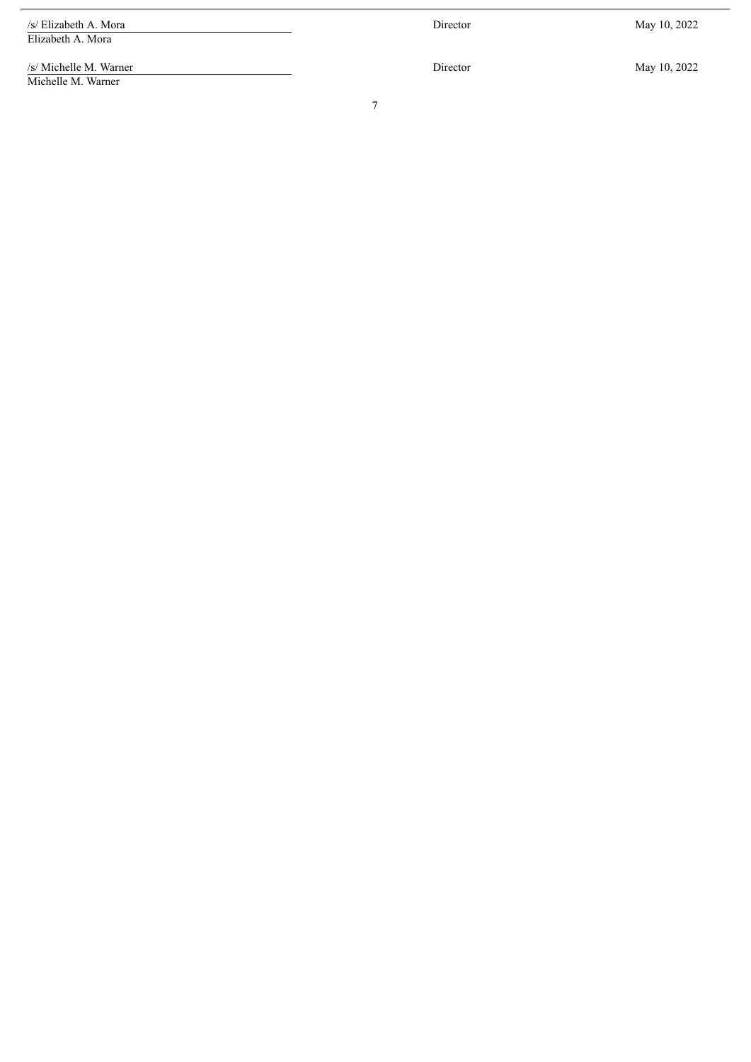| | | |
|---|---|---|
| /s/ Elizabeth A. Mora<br>Elizabeth A. Mora | Director | May 10, 2022 |
| /s/ Michelle M. Warner<br>Michelle M. Warner | Director | May 10, 2022 |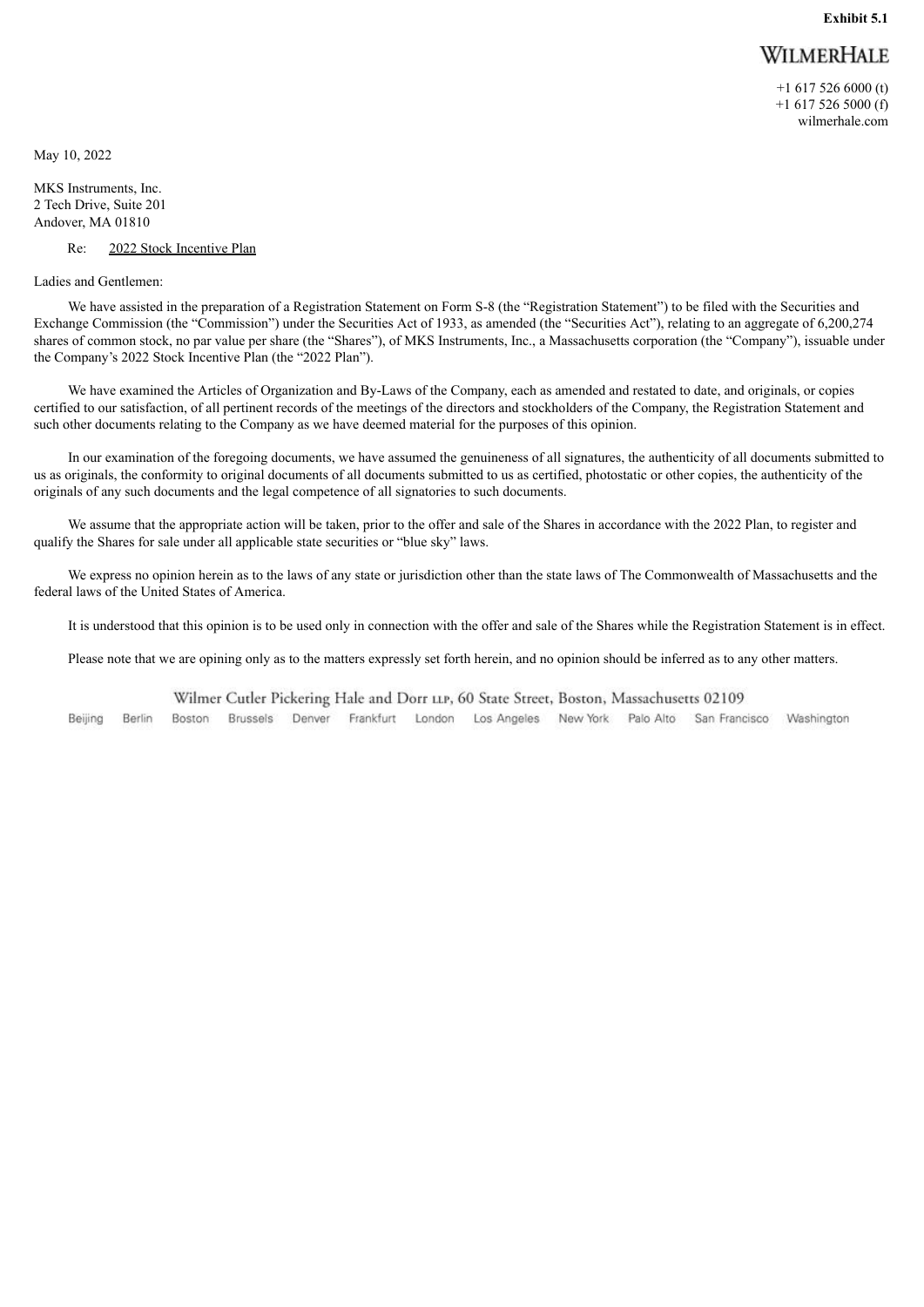**Exhibit 5.1**

WILMERHALE

+1 617 526 6000 (t)
+1 617 526 5000 (f)
wilmerhale.com

May 10, 2022

MKS Instruments, Inc.
2 Tech Drive, Suite 201
Andover, MA 01810

Re: 2022 Stock Incentive Plan

Ladies and Gentlemen:

We have assisted in the preparation of a Registration Statement on Form S-8 (the "Registration Statement") to be filed with the Securities and Exchange Commission (the "Commission") under the Securities Act of 1933, as amended (the "Securities Act"), relating to an aggregate of 6,200,274 shares of common stock, no par value per share (the "Shares"), of MKS Instruments, Inc., a Massachusetts corporation (the "Company"), issuable under the Company's 2022 Stock Incentive Plan (the "2022 Plan").

We have examined the Articles of Organization and By-Laws of the Company, each as amended and restated to date, and originals, or copies certified to our satisfaction, of all pertinent records of the meetings of the directors and stockholders of the Company, the Registration Statement and such other documents relating to the Company as we have deemed material for the purposes of this opinion.

In our examination of the foregoing documents, we have assumed the genuineness of all signatures, the authenticity of all documents submitted to us as originals, the conformity to original documents of all documents submitted to us as certified, photostatic or other copies, the authenticity of the originals of any such documents and the legal competence of all signatories to such documents.

We assume that the appropriate action will be taken, prior to the offer and sale of the Shares in accordance with the 2022 Plan, to register and qualify the Shares for sale under all applicable state securities or "blue sky" laws.

We express no opinion herein as to the laws of any state or jurisdiction other than the state laws of The Commonwealth of Massachusetts and the federal laws of the United States of America.

It is understood that this opinion is to be used only in connection with the offer and sale of the Shares while the Registration Statement is in effect.

Please note that we are opining only as to the matters expressly set forth herein, and no opinion should be inferred as to any other matters.

Wilmer Cutler Pickering Hale and Dorr LLP, 60 State Street, Boston, Massachusetts 02109
Beijing Berlin Boston Brussels Denver Frankfurt London Los Angeles New York Palo Alto San Francisco Washington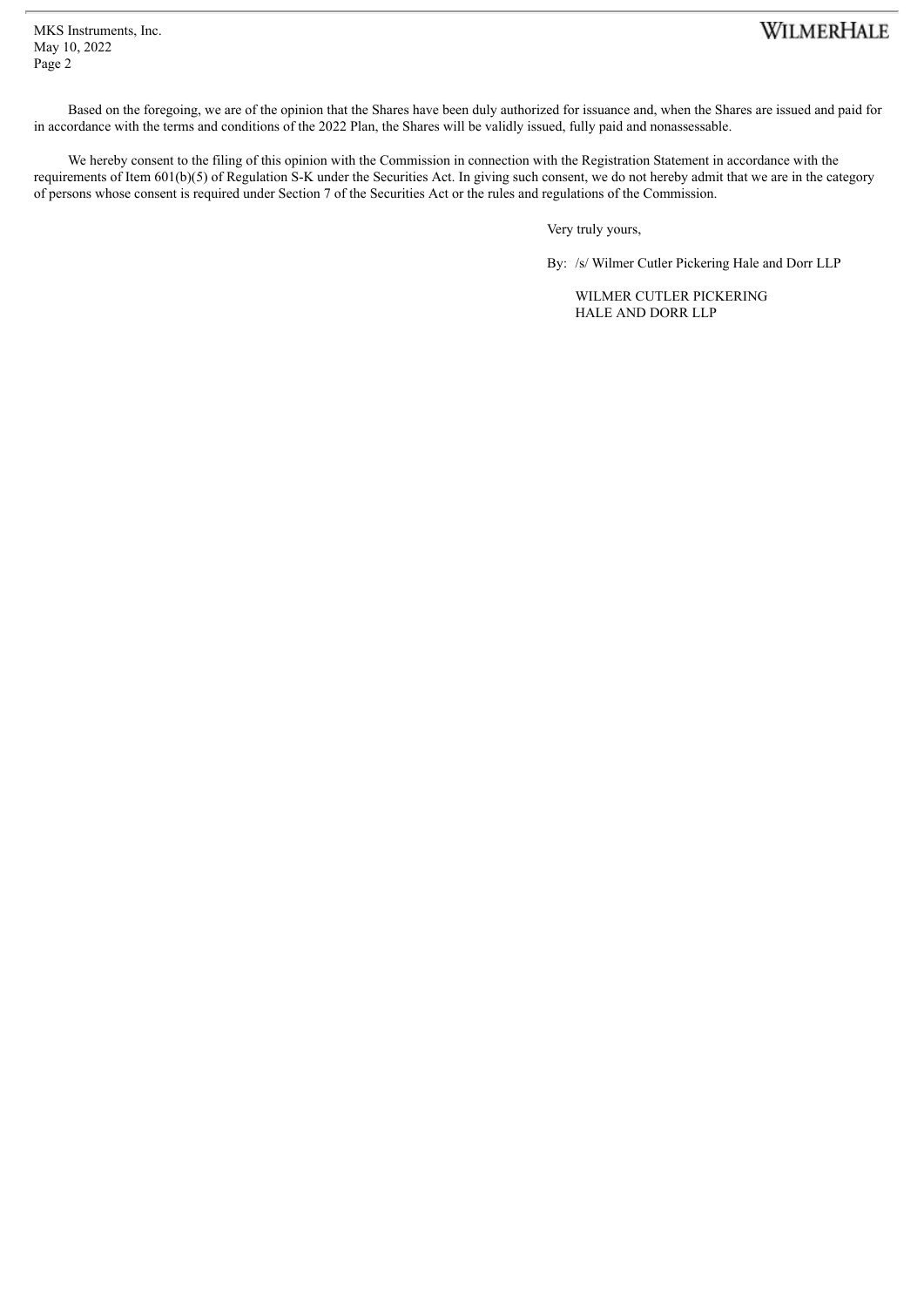Based on the foregoing, we are of the opinion that the Shares have been duly authorized for issuance and, when the Shares are issued and paid for in accordance with the terms and conditions of the 2022 Plan, the Shares will be validly issued, fully paid and nonassessable.

We hereby consent to the filing of this opinion with the Commission in connection with the Registration Statement in accordance with the requirements of Item 601(b)(5) of Regulation S-K under the Securities Act. In giving such consent, we do not hereby admit that we are in the category of persons whose consent is required under Section 7 of the Securities Act or the rules and regulations of the Commission.

Very truly yours,

By: /s/ Wilmer Cutler Pickering Hale and Dorr LLP

WILMER CUTLER PICKERING
HALE AND DORR LLP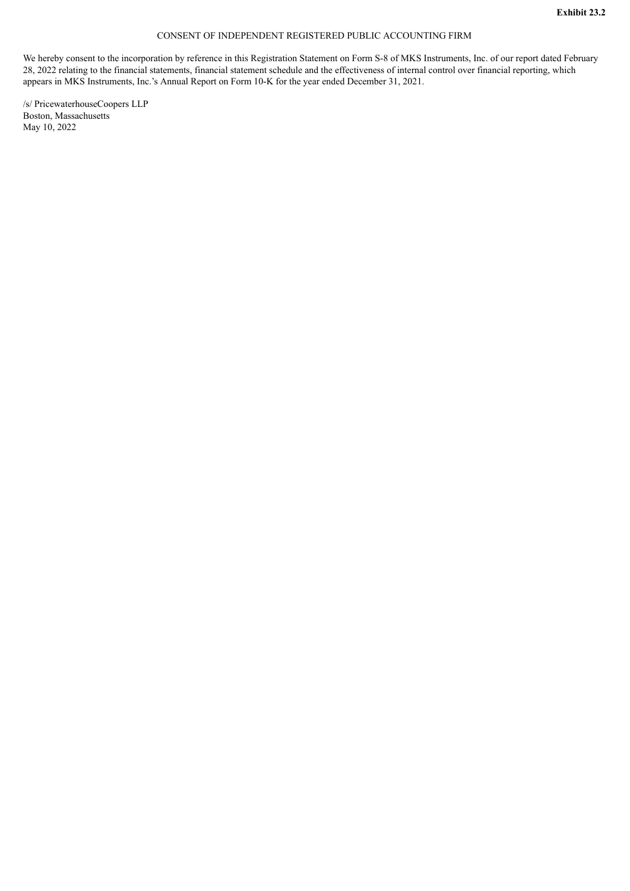**Exhibit 23.2**

CONSENT OF INDEPENDENT REGISTERED PUBLIC ACCOUNTING FIRM

We hereby consent to the incorporation by reference in this Registration Statement on Form S-8 of MKS Instruments, Inc. of our report dated February 28, 2022 relating to the financial statements, financial statement schedule and the effectiveness of internal control over financial reporting, which appears in MKS Instruments, Inc.'s Annual Report on Form 10-K for the year ended December 31, 2021.

/s/ PricewaterhouseCoopers LLP
Boston, Massachusetts
May 10, 2022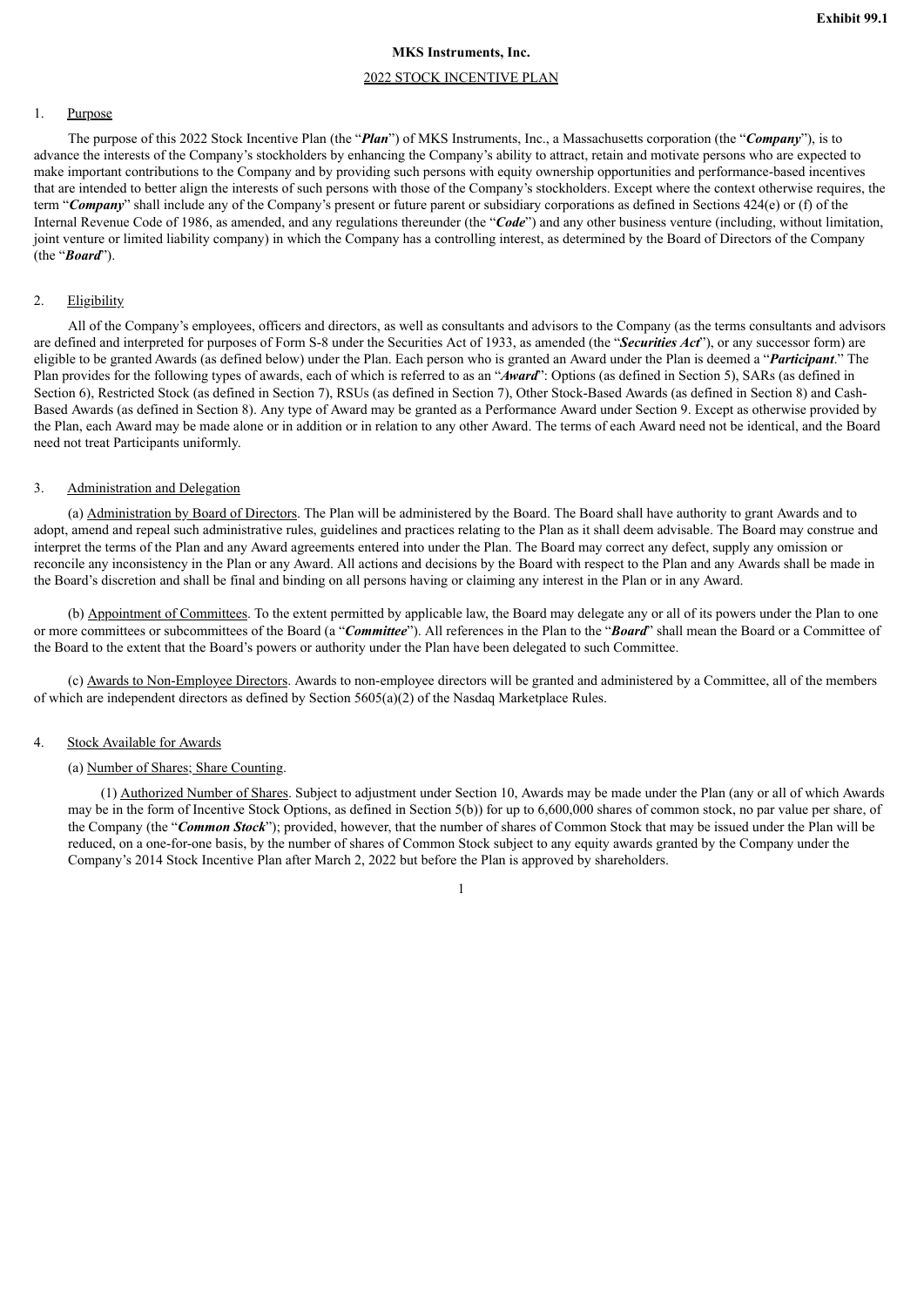Exhibit 99.1

**MKS Instruments, Inc.**

2022 STOCK INCENTIVE PLAN

1. Purpose

The purpose of this 2022 Stock Incentive Plan (the "***Plan***") of MKS Instruments, Inc., a Massachusetts corporation (the "***Company***"), is to advance the interests of the Company's stockholders by enhancing the Company's ability to attract, retain and motivate persons who are expected to make important contributions to the Company and by providing such persons with equity ownership opportunities and performance-based incentives that are intended to better align the interests of such persons with those of the Company's stockholders. Except where the context otherwise requires, the term "***Company***" shall include any of the Company's present or future parent or subsidiary corporations as defined in Sections 424(e) or (f) of the Internal Revenue Code of 1986, as amended, and any regulations thereunder (the "***Code***") and any other business venture (including, without limitation, joint venture or limited liability company) in which the Company has a controlling interest, as determined by the Board of Directors of the Company (the "***Board***").

2. Eligibility

All of the Company's employees, officers and directors, as well as consultants and advisors to the Company (as the terms consultants and advisors are defined and interpreted for purposes of Form S-8 under the Securities Act of 1933, as amended (the "***Securities Act***"), or any successor form) are eligible to be granted Awards (as defined below) under the Plan. Each person who is granted an Award under the Plan is deemed a "***Participant***." The Plan provides for the following types of awards, each of which is referred to as an "***Award***": Options (as defined in Section 5), SARs (as defined in Section 6), Restricted Stock (as defined in Section 7), RSUs (as defined in Section 7), Other Stock-Based Awards (as defined in Section 8) and Cash-Based Awards (as defined in Section 8). Any type of Award may be granted as a Performance Award under Section 9. Except as otherwise provided by the Plan, each Award may be made alone or in addition or in relation to any other Award. The terms of each Award need not be identical, and the Board need not treat Participants uniformly.

3. Administration and Delegation

(a) Administration by Board of Directors. The Plan will be administered by the Board. The Board shall have authority to grant Awards and to adopt, amend and repeal such administrative rules, guidelines and practices relating to the Plan as it shall deem advisable. The Board may construe and interpret the terms of the Plan and any Award agreements entered into under the Plan. The Board may correct any defect, supply any omission or reconcile any inconsistency in the Plan or any Award. All actions and decisions by the Board with respect to the Plan and any Awards shall be made in the Board's discretion and shall be final and binding on all persons having or claiming any interest in the Plan or in any Award.

(b) Appointment of Committees. To the extent permitted by applicable law, the Board may delegate any or all of its powers under the Plan to one or more committees or subcommittees of the Board (a "***Committee***"). All references in the Plan to the "***Board***" shall mean the Board or a Committee of the Board to the extent that the Board's powers or authority under the Plan have been delegated to such Committee.

(c) Awards to Non-Employee Directors. Awards to non-employee directors will be granted and administered by a Committee, all of the members of which are independent directors as defined by Section 5605(a)(2) of the Nasdaq Marketplace Rules.

4. Stock Available for Awards

(a) Number of Shares; Share Counting.

(1) Authorized Number of Shares. Subject to adjustment under Section 10, Awards may be made under the Plan (any or all of which Awards may be in the form of Incentive Stock Options, as defined in Section 5(b)) for up to 6,600,000 shares of common stock, no par value per share, of the Company (the "***Common Stock***"); provided, however, that the number of shares of Common Stock that may be issued under the Plan will be reduced, on a one-for-one basis, by the number of shares of Common Stock subject to any equity awards granted by the Company under the Company's 2014 Stock Incentive Plan after March 2, 2022 but before the Plan is approved by shareholders.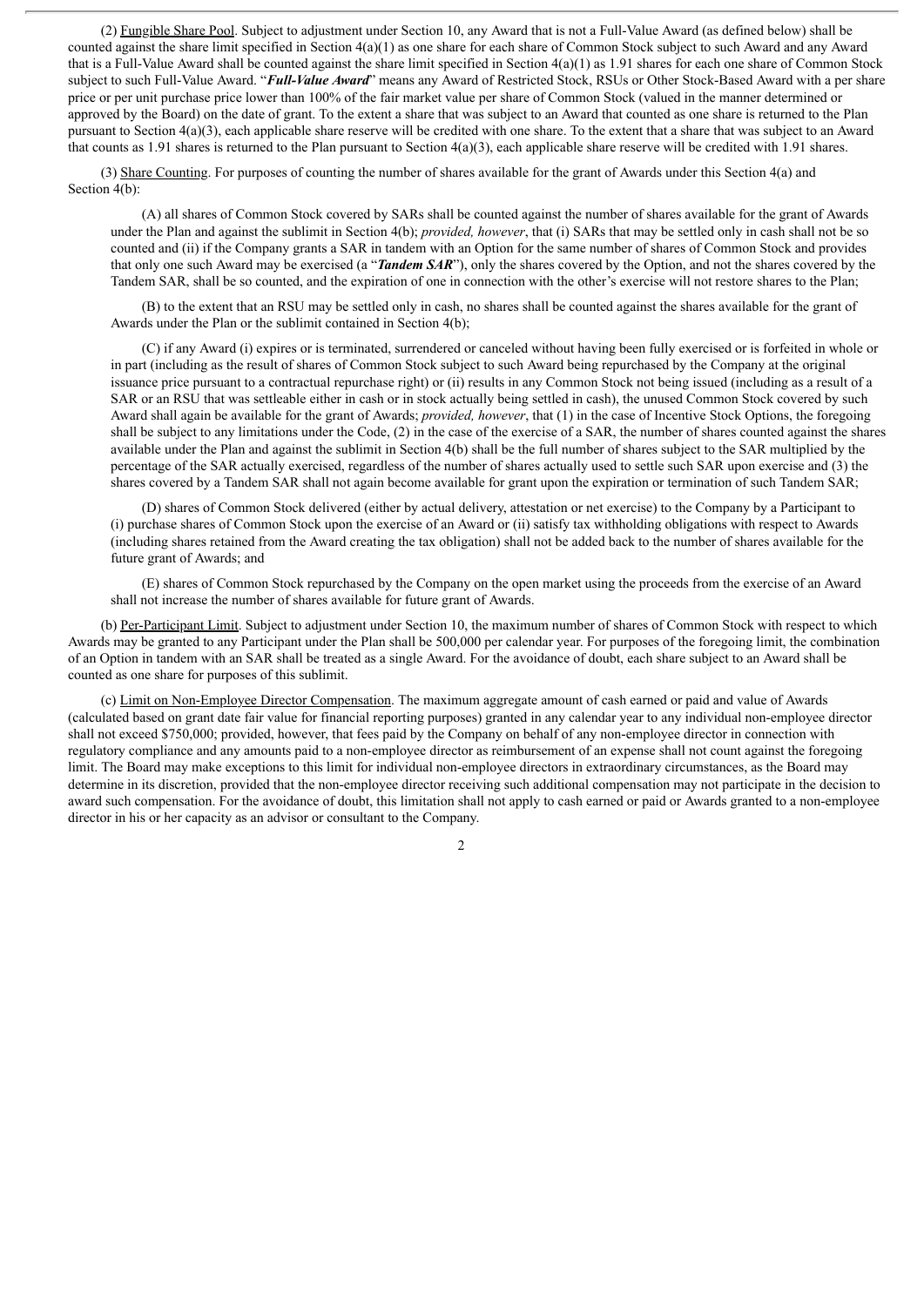(2) Fungible Share Pool. Subject to adjustment under Section 10, any Award that is not a Full-Value Award (as defined below) shall be counted against the share limit specified in Section 4(a)(1) as one share for each share of Common Stock subject to such Award and any Award that is a Full-Value Award shall be counted against the share limit specified in Section 4(a)(1) as 1.91 shares for each one share of Common Stock subject to such Full-Value Award. "***Full-Value Award***" means any Award of Restricted Stock, RSUs or Other Stock-Based Award with a per share price or per unit purchase price lower than 100% of the fair market value per share of Common Stock (valued in the manner determined or approved by the Board) on the date of grant. To the extent a share that was subject to an Award that counted as one share is returned to the Plan pursuant to Section 4(a)(3), each applicable share reserve will be credited with one share. To the extent that a share that was subject to an Award that counts as 1.91 shares is returned to the Plan pursuant to Section 4(a)(3), each applicable share reserve will be credited with 1.91 shares.

(3) Share Counting. For purposes of counting the number of shares available for the grant of Awards under this Section 4(a) and Section 4(b):

(A) all shares of Common Stock covered by SARs shall be counted against the number of shares available for the grant of Awards under the Plan and against the sublimit in Section 4(b); *provided, however*, that (i) SARs that may be settled only in cash shall not be so counted and (ii) if the Company grants a SAR in tandem with an Option for the same number of shares of Common Stock and provides that only one such Award may be exercised (a "***Tandem SAR***"), only the shares covered by the Option, and not the shares covered by the Tandem SAR, shall be so counted, and the expiration of one in connection with the other's exercise will not restore shares to the Plan;

(B) to the extent that an RSU may be settled only in cash, no shares shall be counted against the shares available for the grant of Awards under the Plan or the sublimit contained in Section 4(b);

(C) if any Award (i) expires or is terminated, surrendered or canceled without having been fully exercised or is forfeited in whole or in part (including as the result of shares of Common Stock subject to such Award being repurchased by the Company at the original issuance price pursuant to a contractual repurchase right) or (ii) results in any Common Stock not being issued (including as a result of a SAR or an RSU that was settleable either in cash or in stock actually being settled in cash), the unused Common Stock covered by such Award shall again be available for the grant of Awards; *provided, however*, that (1) in the case of Incentive Stock Options, the foregoing shall be subject to any limitations under the Code, (2) in the case of the exercise of a SAR, the number of shares counted against the shares available under the Plan and against the sublimit in Section 4(b) shall be the full number of shares subject to the SAR multiplied by the percentage of the SAR actually exercised, regardless of the number of shares actually used to settle such SAR upon exercise and (3) the shares covered by a Tandem SAR shall not again become available for grant upon the expiration or termination of such Tandem SAR;

(D) shares of Common Stock delivered (either by actual delivery, attestation or net exercise) to the Company by a Participant to (i) purchase shares of Common Stock upon the exercise of an Award or (ii) satisfy tax withholding obligations with respect to Awards (including shares retained from the Award creating the tax obligation) shall not be added back to the number of shares available for the future grant of Awards; and

(E) shares of Common Stock repurchased by the Company on the open market using the proceeds from the exercise of an Award shall not increase the number of shares available for future grant of Awards.

(b) Per-Participant Limit. Subject to adjustment under Section 10, the maximum number of shares of Common Stock with respect to which Awards may be granted to any Participant under the Plan shall be 500,000 per calendar year. For purposes of the foregoing limit, the combination of an Option in tandem with an SAR shall be treated as a single Award. For the avoidance of doubt, each share subject to an Award shall be counted as one share for purposes of this sublimit.

(c) Limit on Non-Employee Director Compensation. The maximum aggregate amount of cash earned or paid and value of Awards (calculated based on grant date fair value for financial reporting purposes) granted in any calendar year to any individual non-employee director shall not exceed $750,000; provided, however, that fees paid by the Company on behalf of any non-employee director in connection with regulatory compliance and any amounts paid to a non-employee director as reimbursement of an expense shall not count against the foregoing limit. The Board may make exceptions to this limit for individual non-employee directors in extraordinary circumstances, as the Board may determine in its discretion, provided that the non-employee director receiving such additional compensation may not participate in the decision to award such compensation. For the avoidance of doubt, this limitation shall not apply to cash earned or paid or Awards granted to a non-employee director in his or her capacity as an advisor or consultant to the Company.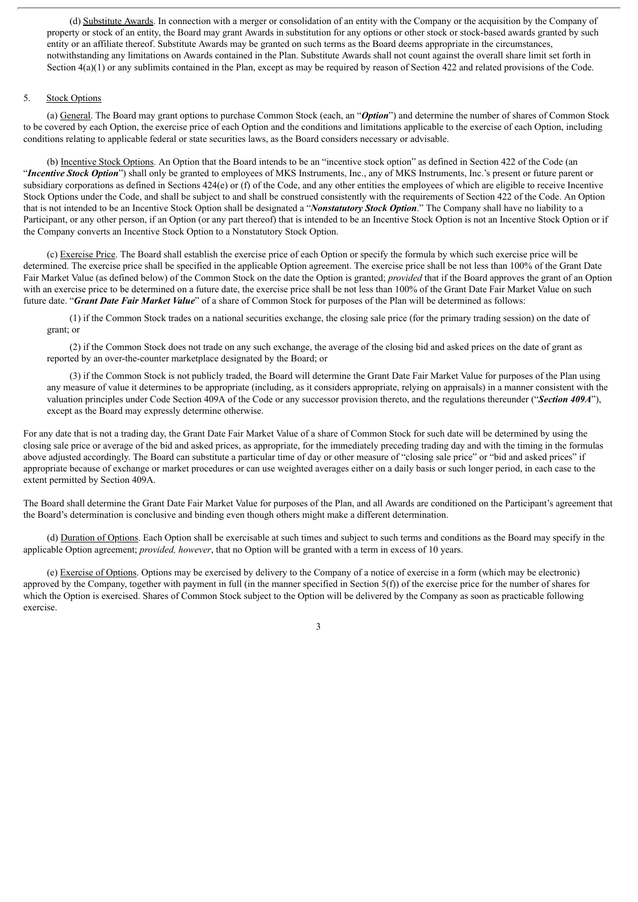(d) Substitute Awards. In connection with a merger or consolidation of an entity with the Company or the acquisition by the Company of property or stock of an entity, the Board may grant Awards in substitution for any options or other stock or stock-based awards granted by such entity or an affiliate thereof. Substitute Awards may be granted on such terms as the Board deems appropriate in the circumstances, notwithstanding any limitations on Awards contained in the Plan. Substitute Awards shall not count against the overall share limit set forth in Section 4(a)(1) or any sublimits contained in the Plan, except as may be required by reason of Section 422 and related provisions of the Code.

## 5. Stock Options

(a) General. The Board may grant options to purchase Common Stock (each, an "***Option***") and determine the number of shares of Common Stock to be covered by each Option, the exercise price of each Option and the conditions and limitations applicable to the exercise of each Option, including conditions relating to applicable federal or state securities laws, as the Board considers necessary or advisable.

(b) Incentive Stock Options. An Option that the Board intends to be an "incentive stock option" as defined in Section 422 of the Code (an "***Incentive Stock Option***") shall only be granted to employees of MKS Instruments, Inc., any of MKS Instruments, Inc.'s present or future parent or subsidiary corporations as defined in Sections 424(e) or (f) of the Code, and any other entities the employees of which are eligible to receive Incentive Stock Options under the Code, and shall be subject to and shall be construed consistently with the requirements of Section 422 of the Code. An Option that is not intended to be an Incentive Stock Option shall be designated a "***Nonstatutory Stock Option***." The Company shall have no liability to a Participant, or any other person, if an Option (or any part thereof) that is intended to be an Incentive Stock Option is not an Incentive Stock Option or if the Company converts an Incentive Stock Option to a Nonstatutory Stock Option.

(c) Exercise Price. The Board shall establish the exercise price of each Option or specify the formula by which such exercise price will be determined. The exercise price shall be specified in the applicable Option agreement. The exercise price shall be not less than 100% of the Grant Date Fair Market Value (as defined below) of the Common Stock on the date the Option is granted; *provided* that if the Board approves the grant of an Option with an exercise price to be determined on a future date, the exercise price shall be not less than 100% of the Grant Date Fair Market Value on such future date. "***Grant Date Fair Market Value***" of a share of Common Stock for purposes of the Plan will be determined as follows:

(1) if the Common Stock trades on a national securities exchange, the closing sale price (for the primary trading session) on the date of grant; or

(2) if the Common Stock does not trade on any such exchange, the average of the closing bid and asked prices on the date of grant as reported by an over-the-counter marketplace designated by the Board; or

(3) if the Common Stock is not publicly traded, the Board will determine the Grant Date Fair Market Value for purposes of the Plan using any measure of value it determines to be appropriate (including, as it considers appropriate, relying on appraisals) in a manner consistent with the valuation principles under Code Section 409A of the Code or any successor provision thereto, and the regulations thereunder ("***Section 409A***"), except as the Board may expressly determine otherwise.

For any date that is not a trading day, the Grant Date Fair Market Value of a share of Common Stock for such date will be determined by using the closing sale price or average of the bid and asked prices, as appropriate, for the immediately preceding trading day and with the timing in the formulas above adjusted accordingly. The Board can substitute a particular time of day or other measure of "closing sale price" or "bid and asked prices" if appropriate because of exchange or market procedures or can use weighted averages either on a daily basis or such longer period, in each case to the extent permitted by Section 409A.

The Board shall determine the Grant Date Fair Market Value for purposes of the Plan, and all Awards are conditioned on the Participant's agreement that the Board's determination is conclusive and binding even though others might make a different determination.

(d) Duration of Options. Each Option shall be exercisable at such times and subject to such terms and conditions as the Board may specify in the applicable Option agreement; *provided, however*, that no Option will be granted with a term in excess of 10 years.

(e) Exercise of Options. Options may be exercised by delivery to the Company of a notice of exercise in a form (which may be electronic) approved by the Company, together with payment in full (in the manner specified in Section 5(f)) of the exercise price for the number of shares for which the Option is exercised. Shares of Common Stock subject to the Option will be delivered by the Company as soon as practicable following exercise.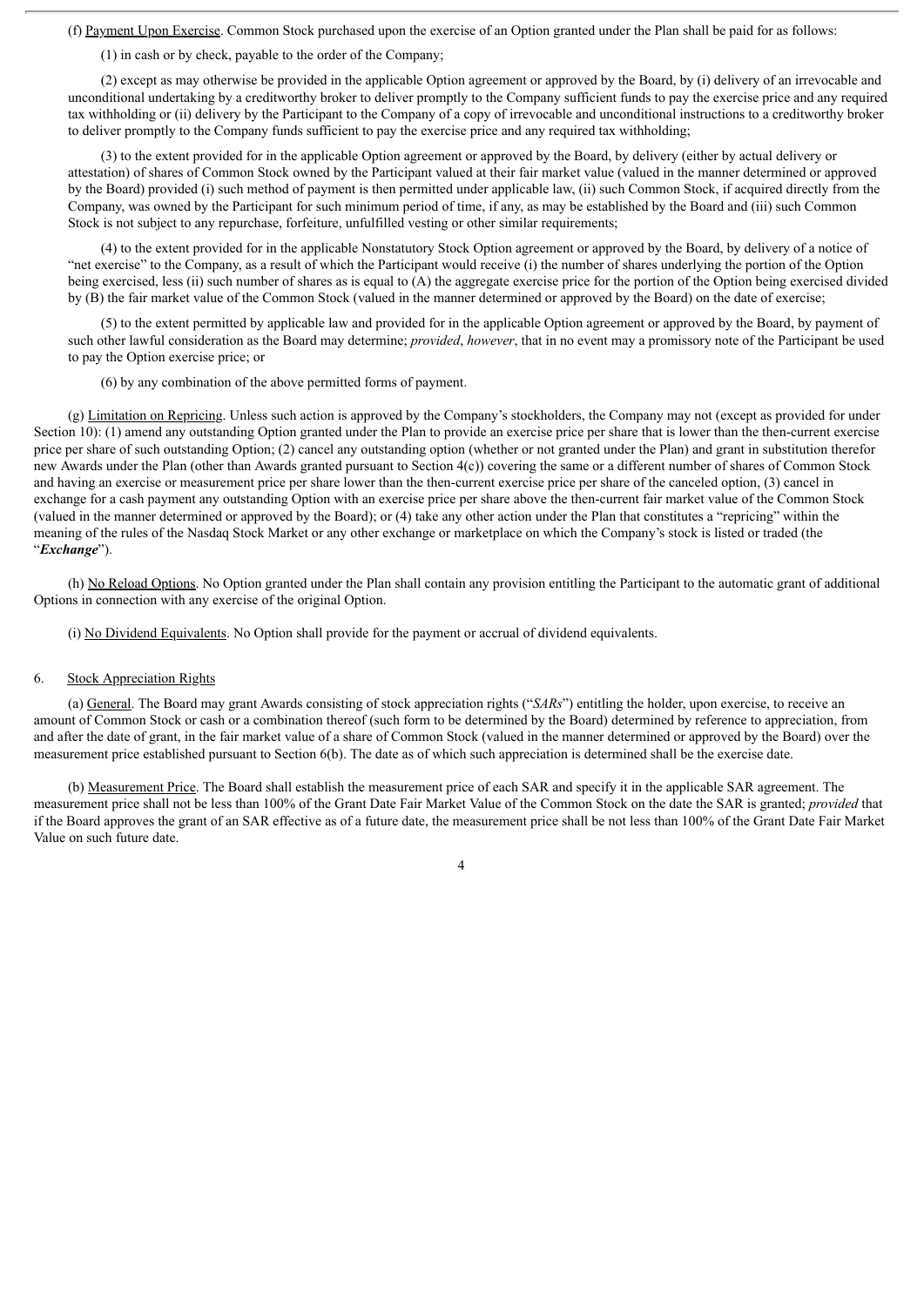(f) Payment Upon Exercise. Common Stock purchased upon the exercise of an Option granted under the Plan shall be paid for as follows:

(1) in cash or by check, payable to the order of the Company;

(2) except as may otherwise be provided in the applicable Option agreement or approved by the Board, by (i) delivery of an irrevocable and unconditional undertaking by a creditworthy broker to deliver promptly to the Company sufficient funds to pay the exercise price and any required tax withholding or (ii) delivery by the Participant to the Company of a copy of irrevocable and unconditional instructions to a creditworthy broker to deliver promptly to the Company funds sufficient to pay the exercise price and any required tax withholding;

(3) to the extent provided for in the applicable Option agreement or approved by the Board, by delivery (either by actual delivery or attestation) of shares of Common Stock owned by the Participant valued at their fair market value (valued in the manner determined or approved by the Board) provided (i) such method of payment is then permitted under applicable law, (ii) such Common Stock, if acquired directly from the Company, was owned by the Participant for such minimum period of time, if any, as may be established by the Board and (iii) such Common Stock is not subject to any repurchase, forfeiture, unfulfilled vesting or other similar requirements;

(4) to the extent provided for in the applicable Nonstatutory Stock Option agreement or approved by the Board, by delivery of a notice of "net exercise" to the Company, as a result of which the Participant would receive (i) the number of shares underlying the portion of the Option being exercised, less (ii) such number of shares as is equal to (A) the aggregate exercise price for the portion of the Option being exercised divided by (B) the fair market value of the Common Stock (valued in the manner determined or approved by the Board) on the date of exercise;

(5) to the extent permitted by applicable law and provided for in the applicable Option agreement or approved by the Board, by payment of such other lawful consideration as the Board may determine; *provided*, *however*, that in no event may a promissory note of the Participant be used to pay the Option exercise price; or

(6) by any combination of the above permitted forms of payment.

(g) Limitation on Repricing. Unless such action is approved by the Company's stockholders, the Company may not (except as provided for under Section 10): (1) amend any outstanding Option granted under the Plan to provide an exercise price per share that is lower than the then-current exercise price per share of such outstanding Option; (2) cancel any outstanding option (whether or not granted under the Plan) and grant in substitution therefor new Awards under the Plan (other than Awards granted pursuant to Section 4(c)) covering the same or a different number of shares of Common Stock and having an exercise or measurement price per share lower than the then-current exercise price per share of the canceled option, (3) cancel in exchange for a cash payment any outstanding Option with an exercise price per share above the then-current fair market value of the Common Stock (valued in the manner determined or approved by the Board); or (4) take any other action under the Plan that constitutes a "repricing" within the meaning of the rules of the Nasdaq Stock Market or any other exchange or marketplace on which the Company's stock is listed or traded (the "***Exchange***").

(h) No Reload Options. No Option granted under the Plan shall contain any provision entitling the Participant to the automatic grant of additional Options in connection with any exercise of the original Option.

(i) No Dividend Equivalents. No Option shall provide for the payment or accrual of dividend equivalents.

6. Stock Appreciation Rights

(a) General. The Board may grant Awards consisting of stock appreciation rights ("*SARs*") entitling the holder, upon exercise, to receive an amount of Common Stock or cash or a combination thereof (such form to be determined by the Board) determined by reference to appreciation, from and after the date of grant, in the fair market value of a share of Common Stock (valued in the manner determined or approved by the Board) over the measurement price established pursuant to Section 6(b). The date as of which such appreciation is determined shall be the exercise date.

(b) Measurement Price. The Board shall establish the measurement price of each SAR and specify it in the applicable SAR agreement. The measurement price shall not be less than 100% of the Grant Date Fair Market Value of the Common Stock on the date the SAR is granted; *provided* that if the Board approves the grant of an SAR effective as of a future date, the measurement price shall be not less than 100% of the Grant Date Fair Market Value on such future date.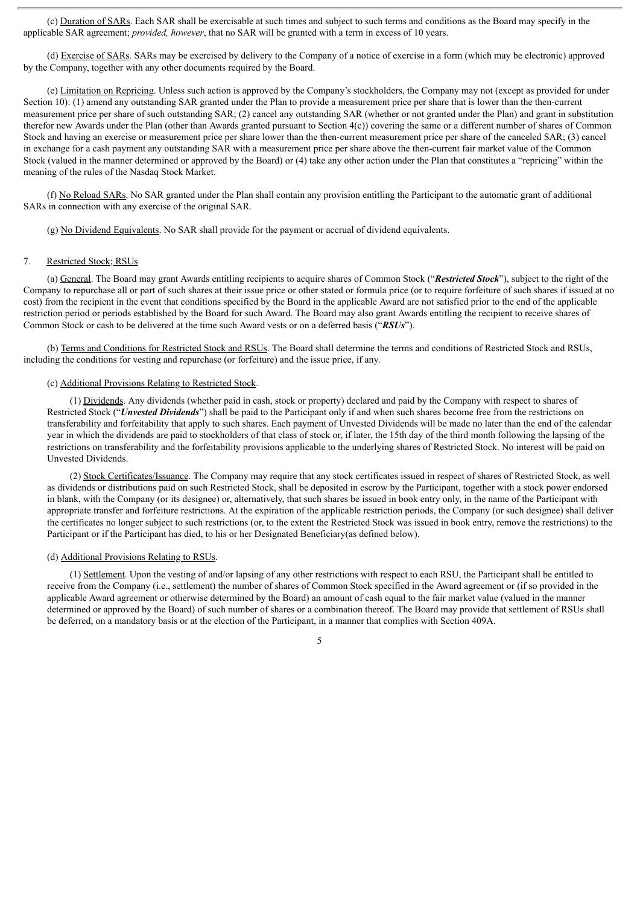(c) Duration of SARs. Each SAR shall be exercisable at such times and subject to such terms and conditions as the Board may specify in the applicable SAR agreement; *provided, however*, that no SAR will be granted with a term in excess of 10 years.

(d) Exercise of SARs. SARs may be exercised by delivery to the Company of a notice of exercise in a form (which may be electronic) approved by the Company, together with any other documents required by the Board.

(e) Limitation on Repricing. Unless such action is approved by the Company's stockholders, the Company may not (except as provided for under Section 10): (1) amend any outstanding SAR granted under the Plan to provide a measurement price per share that is lower than the then-current measurement price per share of such outstanding SAR; (2) cancel any outstanding SAR (whether or not granted under the Plan) and grant in substitution therefor new Awards under the Plan (other than Awards granted pursuant to Section 4(c)) covering the same or a different number of shares of Common Stock and having an exercise or measurement price per share lower than the then-current measurement price per share of the canceled SAR; (3) cancel in exchange for a cash payment any outstanding SAR with a measurement price per share above the then-current fair market value of the Common Stock (valued in the manner determined or approved by the Board) or (4) take any other action under the Plan that constitutes a "repricing" within the meaning of the rules of the Nasdaq Stock Market.

(f) No Reload SARs. No SAR granted under the Plan shall contain any provision entitling the Participant to the automatic grant of additional SARs in connection with any exercise of the original SAR.

(g) No Dividend Equivalents. No SAR shall provide for the payment or accrual of dividend equivalents.

7. Restricted Stock; RSUs

(a) General. The Board may grant Awards entitling recipients to acquire shares of Common Stock ("***Restricted Stock***"), subject to the right of the Company to repurchase all or part of such shares at their issue price or other stated or formula price (or to require forfeiture of such shares if issued at no cost) from the recipient in the event that conditions specified by the Board in the applicable Award are not satisfied prior to the end of the applicable restriction period or periods established by the Board for such Award. The Board may also grant Awards entitling the recipient to receive shares of Common Stock or cash to be delivered at the time such Award vests or on a deferred basis ("***RSUs***").

(b) Terms and Conditions for Restricted Stock and RSUs. The Board shall determine the terms and conditions of Restricted Stock and RSUs, including the conditions for vesting and repurchase (or forfeiture) and the issue price, if any.

(c) Additional Provisions Relating to Restricted Stock.

(1) Dividends. Any dividends (whether paid in cash, stock or property) declared and paid by the Company with respect to shares of Restricted Stock ("***Unvested Dividends***") shall be paid to the Participant only if and when such shares become free from the restrictions on transferability and forfeitability that apply to such shares. Each payment of Unvested Dividends will be made no later than the end of the calendar year in which the dividends are paid to stockholders of that class of stock or, if later, the 15th day of the third month following the lapsing of the restrictions on transferability and the forfeitability provisions applicable to the underlying shares of Restricted Stock. No interest will be paid on Unvested Dividends.

(2) Stock Certificates/Issuance. The Company may require that any stock certificates issued in respect of shares of Restricted Stock, as well as dividends or distributions paid on such Restricted Stock, shall be deposited in escrow by the Participant, together with a stock power endorsed in blank, with the Company (or its designee) or, alternatively, that such shares be issued in book entry only, in the name of the Participant with appropriate transfer and forfeiture restrictions. At the expiration of the applicable restriction periods, the Company (or such designee) shall deliver the certificates no longer subject to such restrictions (or, to the extent the Restricted Stock was issued in book entry, remove the restrictions) to the Participant or if the Participant has died, to his or her Designated Beneficiary(as defined below).

(d) Additional Provisions Relating to RSUs.

(1) Settlement. Upon the vesting of and/or lapsing of any other restrictions with respect to each RSU, the Participant shall be entitled to receive from the Company (i.e., settlement) the number of shares of Common Stock specified in the Award agreement or (if so provided in the applicable Award agreement or otherwise determined by the Board) an amount of cash equal to the fair market value (valued in the manner determined or approved by the Board) of such number of shares or a combination thereof. The Board may provide that settlement of RSUs shall be deferred, on a mandatory basis or at the election of the Participant, in a manner that complies with Section 409A.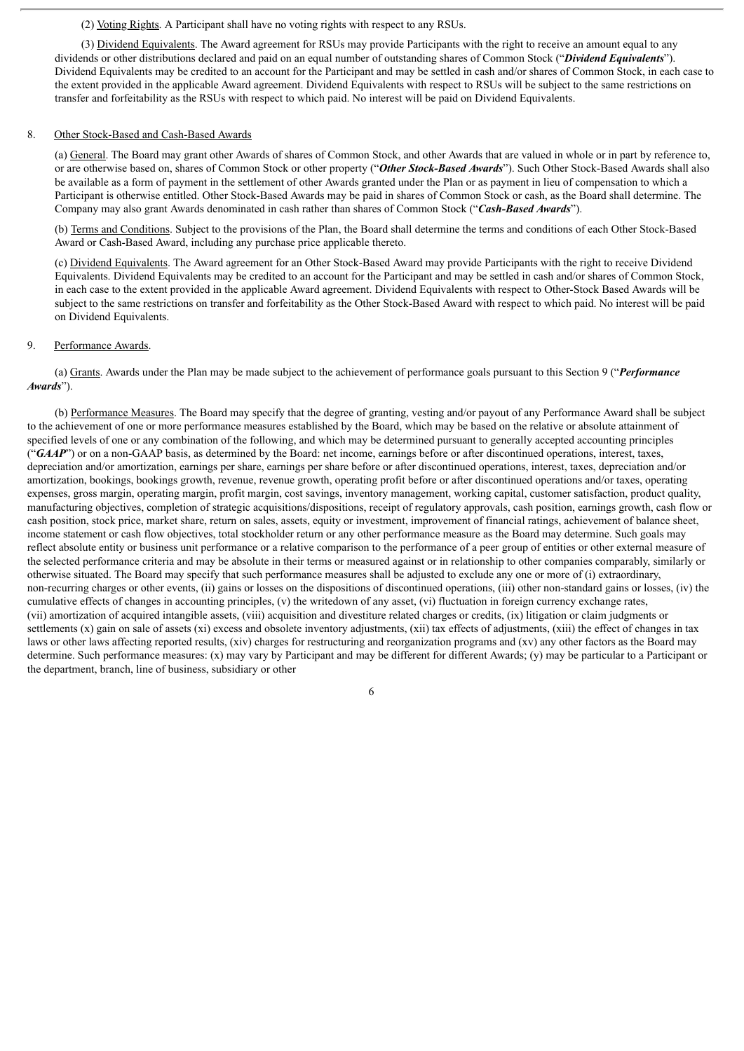(2) Voting Rights. A Participant shall have no voting rights with respect to any RSUs.

(3) Dividend Equivalents. The Award agreement for RSUs may provide Participants with the right to receive an amount equal to any dividends or other distributions declared and paid on an equal number of outstanding shares of Common Stock ("***Dividend Equivalents***"). Dividend Equivalents may be credited to an account for the Participant and may be settled in cash and/or shares of Common Stock, in each case to the extent provided in the applicable Award agreement. Dividend Equivalents with respect to RSUs will be subject to the same restrictions on transfer and forfeitability as the RSUs with respect to which paid. No interest will be paid on Dividend Equivalents.

8. Other Stock-Based and Cash-Based Awards

(a) General. The Board may grant other Awards of shares of Common Stock, and other Awards that are valued in whole or in part by reference to, or are otherwise based on, shares of Common Stock or other property ("***Other Stock-Based Awards***"). Such Other Stock-Based Awards shall also be available as a form of payment in the settlement of other Awards granted under the Plan or as payment in lieu of compensation to which a Participant is otherwise entitled. Other Stock-Based Awards may be paid in shares of Common Stock or cash, as the Board shall determine. The Company may also grant Awards denominated in cash rather than shares of Common Stock ("***Cash-Based Awards***").

(b) Terms and Conditions. Subject to the provisions of the Plan, the Board shall determine the terms and conditions of each Other Stock-Based Award or Cash-Based Award, including any purchase price applicable thereto.

(c) Dividend Equivalents. The Award agreement for an Other Stock-Based Award may provide Participants with the right to receive Dividend Equivalents. Dividend Equivalents may be credited to an account for the Participant and may be settled in cash and/or shares of Common Stock, in each case to the extent provided in the applicable Award agreement. Dividend Equivalents with respect to Other-Stock Based Awards will be subject to the same restrictions on transfer and forfeitability as the Other Stock-Based Award with respect to which paid. No interest will be paid on Dividend Equivalents.

9. Performance Awards.

(a) Grants. Awards under the Plan may be made subject to the achievement of performance goals pursuant to this Section 9 ("***Performance Awards***").

(b) Performance Measures. The Board may specify that the degree of granting, vesting and/or payout of any Performance Award shall be subject to the achievement of one or more performance measures established by the Board, which may be based on the relative or absolute attainment of specified levels of one or any combination of the following, and which may be determined pursuant to generally accepted accounting principles ("***GAAP***") or on a non-GAAP basis, as determined by the Board: net income, earnings before or after discontinued operations, interest, taxes, depreciation and/or amortization, earnings per share, earnings per share before or after discontinued operations, interest, taxes, depreciation and/or amortization, bookings, bookings growth, revenue, revenue growth, operating profit before or after discontinued operations and/or taxes, operating expenses, gross margin, operating margin, profit margin, cost savings, inventory management, working capital, customer satisfaction, product quality, manufacturing objectives, completion of strategic acquisitions/dispositions, receipt of regulatory approvals, cash position, earnings growth, cash flow or cash position, stock price, market share, return on sales, assets, equity or investment, improvement of financial ratings, achievement of balance sheet, income statement or cash flow objectives, total stockholder return or any other performance measure as the Board may determine. Such goals may reflect absolute entity or business unit performance or a relative comparison to the performance of a peer group of entities or other external measure of the selected performance criteria and may be absolute in their terms or measured against or in relationship to other companies comparably, similarly or otherwise situated. The Board may specify that such performance measures shall be adjusted to exclude any one or more of (i) extraordinary, non-recurring charges or other events, (ii) gains or losses on the dispositions of discontinued operations, (iii) other non-standard gains or losses, (iv) the cumulative effects of changes in accounting principles, (v) the writedown of any asset, (vi) fluctuation in foreign currency exchange rates, (vii) amortization of acquired intangible assets, (viii) acquisition and divestiture related charges or credits, (ix) litigation or claim judgments or settlements (x) gain on sale of assets (xi) excess and obsolete inventory adjustments, (xii) tax effects of adjustments, (xiii) the effect of changes in tax laws or other laws affecting reported results, (xiv) charges for restructuring and reorganization programs and (xv) any other factors as the Board may determine. Such performance measures: (x) may vary by Participant and may be different for different Awards; (y) may be particular to a Participant or the department, branch, line of business, subsidiary or other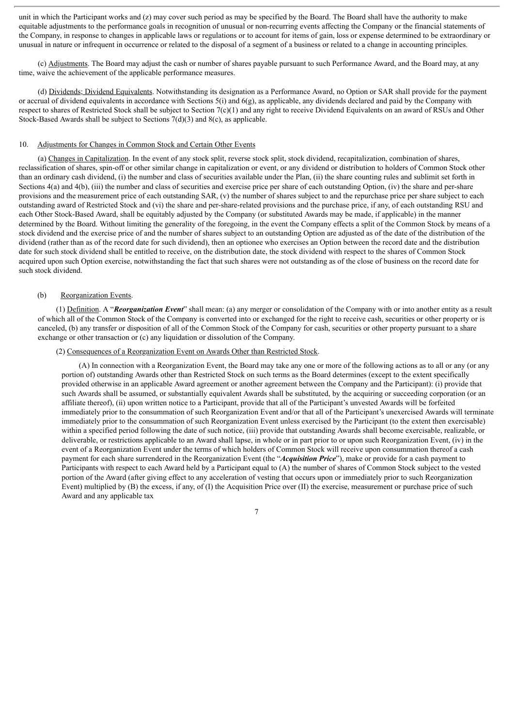unit in which the Participant works and (z) may cover such period as may be specified by the Board. The Board shall have the authority to make equitable adjustments to the performance goals in recognition of unusual or non-recurring events affecting the Company or the financial statements of the Company, in response to changes in applicable laws or regulations or to account for items of gain, loss or expense determined to be extraordinary or unusual in nature or infrequent in occurrence or related to the disposal of a segment of a business or related to a change in accounting principles.

(c) Adjustments. The Board may adjust the cash or number of shares payable pursuant to such Performance Award, and the Board may, at any time, waive the achievement of the applicable performance measures.

(d) Dividends; Dividend Equivalents. Notwithstanding its designation as a Performance Award, no Option or SAR shall provide for the payment or accrual of dividend equivalents in accordance with Sections 5(i) and 6(g), as applicable, any dividends declared and paid by the Company with respect to shares of Restricted Stock shall be subject to Section 7(c)(1) and any right to receive Dividend Equivalents on an award of RSUs and Other Stock-Based Awards shall be subject to Sections 7(d)(3) and 8(c), as applicable.

10. Adjustments for Changes in Common Stock and Certain Other Events

(a) Changes in Capitalization. In the event of any stock split, reverse stock split, stock dividend, recapitalization, combination of shares, reclassification of shares, spin-off or other similar change in capitalization or event, or any dividend or distribution to holders of Common Stock other than an ordinary cash dividend, (i) the number and class of securities available under the Plan, (ii) the share counting rules and sublimit set forth in Sections 4(a) and 4(b), (iii) the number and class of securities and exercise price per share of each outstanding Option, (iv) the share and per-share provisions and the measurement price of each outstanding SAR, (v) the number of shares subject to and the repurchase price per share subject to each outstanding award of Restricted Stock and (vi) the share and per-share-related provisions and the purchase price, if any, of each outstanding RSU and each Other Stock-Based Award, shall be equitably adjusted by the Company (or substituted Awards may be made, if applicable) in the manner determined by the Board. Without limiting the generality of the foregoing, in the event the Company effects a split of the Common Stock by means of a stock dividend and the exercise price of and the number of shares subject to an outstanding Option are adjusted as of the date of the distribution of the dividend (rather than as of the record date for such dividend), then an optionee who exercises an Option between the record date and the distribution date for such stock dividend shall be entitled to receive, on the distribution date, the stock dividend with respect to the shares of Common Stock acquired upon such Option exercise, notwithstanding the fact that such shares were not outstanding as of the close of business on the record date for such stock dividend.

(b) Reorganization Events.

(1) Definition. A "***Reorganization Event***" shall mean: (a) any merger or consolidation of the Company with or into another entity as a result of which all of the Common Stock of the Company is converted into or exchanged for the right to receive cash, securities or other property or is canceled, (b) any transfer or disposition of all of the Common Stock of the Company for cash, securities or other property pursuant to a share exchange or other transaction or (c) any liquidation or dissolution of the Company.

(2) Consequences of a Reorganization Event on Awards Other than Restricted Stock.

(A) In connection with a Reorganization Event, the Board may take any one or more of the following actions as to all or any (or any portion of) outstanding Awards other than Restricted Stock on such terms as the Board determines (except to the extent specifically provided otherwise in an applicable Award agreement or another agreement between the Company and the Participant): (i) provide that such Awards shall be assumed, or substantially equivalent Awards shall be substituted, by the acquiring or succeeding corporation (or an affiliate thereof), (ii) upon written notice to a Participant, provide that all of the Participant's unvested Awards will be forfeited immediately prior to the consummation of such Reorganization Event and/or that all of the Participant's unexercised Awards will terminate immediately prior to the consummation of such Reorganization Event unless exercised by the Participant (to the extent then exercisable) within a specified period following the date of such notice, (iii) provide that outstanding Awards shall become exercisable, realizable, or deliverable, or restrictions applicable to an Award shall lapse, in whole or in part prior to or upon such Reorganization Event, (iv) in the event of a Reorganization Event under the terms of which holders of Common Stock will receive upon consummation thereof a cash payment for each share surrendered in the Reorganization Event (the "***Acquisition Price***"), make or provide for a cash payment to Participants with respect to each Award held by a Participant equal to (A) the number of shares of Common Stock subject to the vested portion of the Award (after giving effect to any acceleration of vesting that occurs upon or immediately prior to such Reorganization Event) multiplied by (B) the excess, if any, of (I) the Acquisition Price over (II) the exercise, measurement or purchase price of such Award and any applicable tax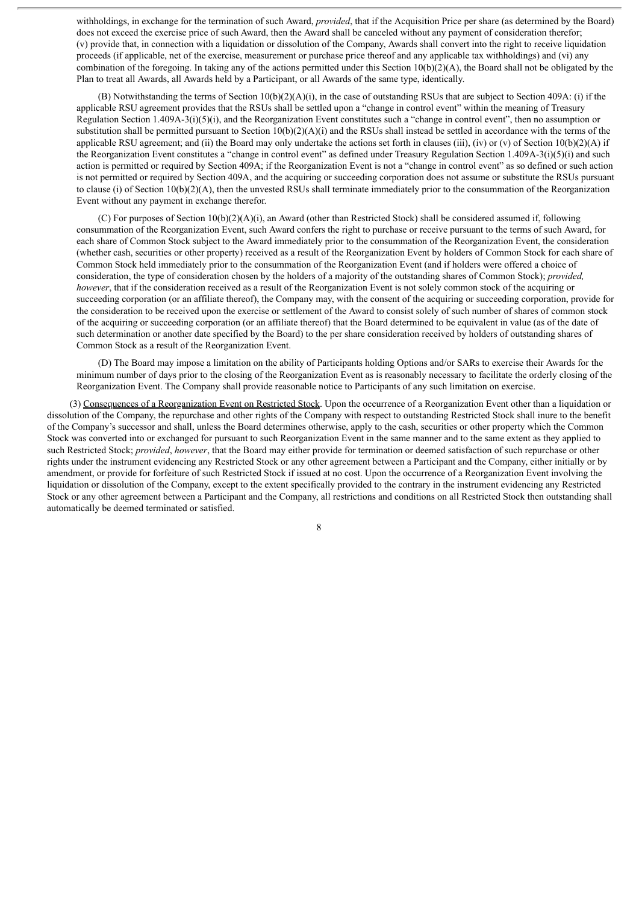withholdings, in exchange for the termination of such Award, *provided*, that if the Acquisition Price per share (as determined by the Board) does not exceed the exercise price of such Award, then the Award shall be canceled without any payment of consideration therefor; (v) provide that, in connection with a liquidation or dissolution of the Company, Awards shall convert into the right to receive liquidation proceeds (if applicable, net of the exercise, measurement or purchase price thereof and any applicable tax withholdings) and (vi) any combination of the foregoing. In taking any of the actions permitted under this Section 10(b)(2)(A), the Board shall not be obligated by the Plan to treat all Awards, all Awards held by a Participant, or all Awards of the same type, identically.

(B) Notwithstanding the terms of Section 10(b)(2)(A)(i), in the case of outstanding RSUs that are subject to Section 409A: (i) if the applicable RSU agreement provides that the RSUs shall be settled upon a "change in control event" within the meaning of Treasury Regulation Section 1.409A-3(i)(5)(i), and the Reorganization Event constitutes such a "change in control event", then no assumption or substitution shall be permitted pursuant to Section 10(b)(2)(A)(i) and the RSUs shall instead be settled in accordance with the terms of the applicable RSU agreement; and (ii) the Board may only undertake the actions set forth in clauses (iii), (iv) or (v) of Section 10(b)(2)(A) if the Reorganization Event constitutes a "change in control event" as defined under Treasury Regulation Section 1.409A-3(i)(5)(i) and such action is permitted or required by Section 409A; if the Reorganization Event is not a "change in control event" as so defined or such action is not permitted or required by Section 409A, and the acquiring or succeeding corporation does not assume or substitute the RSUs pursuant to clause (i) of Section 10(b)(2)(A), then the unvested RSUs shall terminate immediately prior to the consummation of the Reorganization Event without any payment in exchange therefor.

(C) For purposes of Section 10(b)(2)(A)(i), an Award (other than Restricted Stock) shall be considered assumed if, following consummation of the Reorganization Event, such Award confers the right to purchase or receive pursuant to the terms of such Award, for each share of Common Stock subject to the Award immediately prior to the consummation of the Reorganization Event, the consideration (whether cash, securities or other property) received as a result of the Reorganization Event by holders of Common Stock for each share of Common Stock held immediately prior to the consummation of the Reorganization Event (and if holders were offered a choice of consideration, the type of consideration chosen by the holders of a majority of the outstanding shares of Common Stock); *provided, however*, that if the consideration received as a result of the Reorganization Event is not solely common stock of the acquiring or succeeding corporation (or an affiliate thereof), the Company may, with the consent of the acquiring or succeeding corporation, provide for the consideration to be received upon the exercise or settlement of the Award to consist solely of such number of shares of common stock of the acquiring or succeeding corporation (or an affiliate thereof) that the Board determined to be equivalent in value (as of the date of such determination or another date specified by the Board) to the per share consideration received by holders of outstanding shares of Common Stock as a result of the Reorganization Event.

(D) The Board may impose a limitation on the ability of Participants holding Options and/or SARs to exercise their Awards for the minimum number of days prior to the closing of the Reorganization Event as is reasonably necessary to facilitate the orderly closing of the Reorganization Event. The Company shall provide reasonable notice to Participants of any such limitation on exercise.

(3) Consequences of a Reorganization Event on Restricted Stock. Upon the occurrence of a Reorganization Event other than a liquidation or dissolution of the Company, the repurchase and other rights of the Company with respect to outstanding Restricted Stock shall inure to the benefit of the Company's successor and shall, unless the Board determines otherwise, apply to the cash, securities or other property which the Common Stock was converted into or exchanged for pursuant to such Reorganization Event in the same manner and to the same extent as they applied to such Restricted Stock; *provided*, *however*, that the Board may either provide for termination or deemed satisfaction of such repurchase or other rights under the instrument evidencing any Restricted Stock or any other agreement between a Participant and the Company, either initially or by amendment, or provide for forfeiture of such Restricted Stock if issued at no cost. Upon the occurrence of a Reorganization Event involving the liquidation or dissolution of the Company, except to the extent specifically provided to the contrary in the instrument evidencing any Restricted Stock or any other agreement between a Participant and the Company, all restrictions and conditions on all Restricted Stock then outstanding shall automatically be deemed terminated or satisfied.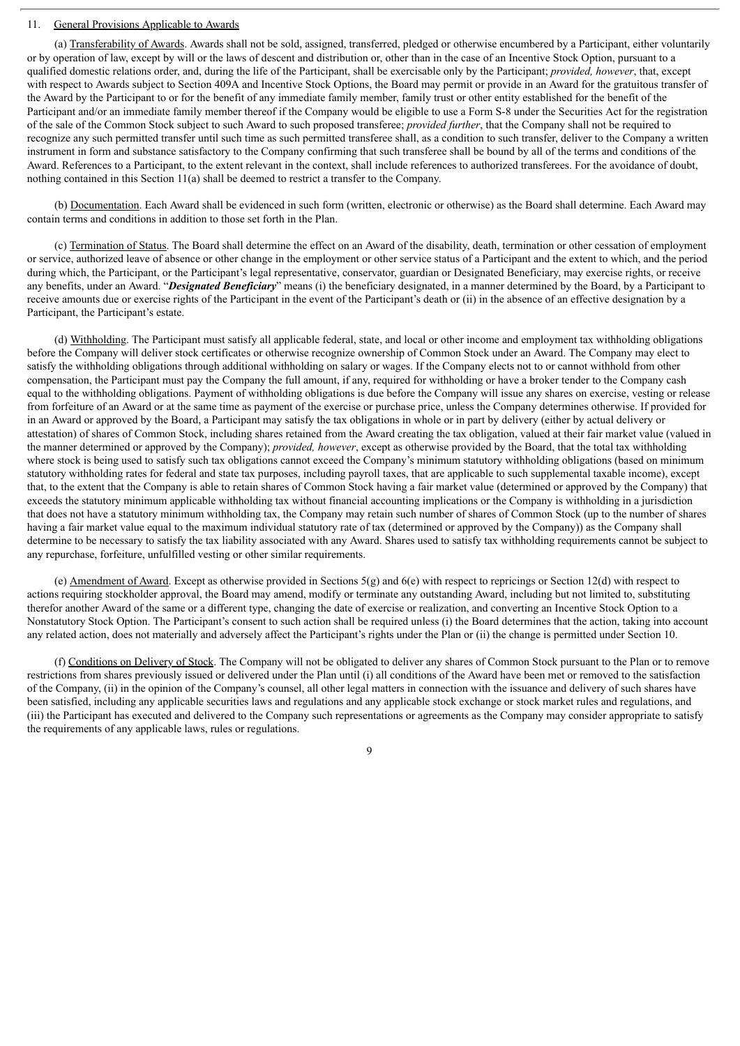11. <u>General Provisions Applicable to Awards</u>

(a) <u>Transferability of Awards</u>. Awards shall not be sold, assigned, transferred, pledged or otherwise encumbered by a Participant, either voluntarily or by operation of law, except by will or the laws of descent and distribution or, other than in the case of an Incentive Stock Option, pursuant to a qualified domestic relations order, and, during the life of the Participant, shall be exercisable only by the Participant; *provided, however*, that, except with respect to Awards subject to Section 409A and Incentive Stock Options, the Board may permit or provide in an Award for the gratuitous transfer of the Award by the Participant to or for the benefit of any immediate family member, family trust or other entity established for the benefit of the Participant and/or an immediate family member thereof if the Company would be eligible to use a Form S-8 under the Securities Act for the registration of the sale of the Common Stock subject to such Award to such proposed transferee; *provided further*, that the Company shall not be required to recognize any such permitted transfer until such time as such permitted transferee shall, as a condition to such transfer, deliver to the Company a written instrument in form and substance satisfactory to the Company confirming that such transferee shall be bound by all of the terms and conditions of the Award. References to a Participant, to the extent relevant in the context, shall include references to authorized transferees. For the avoidance of doubt, nothing contained in this Section 11(a) shall be deemed to restrict a transfer to the Company.

(b) <u>Documentation</u>. Each Award shall be evidenced in such form (written, electronic or otherwise) as the Board shall determine. Each Award may contain terms and conditions in addition to those set forth in the Plan.

(c) <u>Termination of Status</u>. The Board shall determine the effect on an Award of the disability, death, termination or other cessation of employment or service, authorized leave of absence or other change in the employment or other service status of a Participant and the extent to which, and the period during which, the Participant, or the Participant's legal representative, conservator, guardian or Designated Beneficiary, may exercise rights, or receive any benefits, under an Award. "***Designated Beneficiary***" means (i) the beneficiary designated, in a manner determined by the Board, by a Participant to receive amounts due or exercise rights of the Participant in the event of the Participant's death or (ii) in the absence of an effective designation by a Participant, the Participant's estate.

(d) <u>Withholding</u>. The Participant must satisfy all applicable federal, state, and local or other income and employment tax withholding obligations before the Company will deliver stock certificates or otherwise recognize ownership of Common Stock under an Award. The Company may elect to satisfy the withholding obligations through additional withholding on salary or wages. If the Company elects not to or cannot withhold from other compensation, the Participant must pay the Company the full amount, if any, required for withholding or have a broker tender to the Company cash equal to the withholding obligations. Payment of withholding obligations is due before the Company will issue any shares on exercise, vesting or release from forfeiture of an Award or at the same time as payment of the exercise or purchase price, unless the Company determines otherwise. If provided for in an Award or approved by the Board, a Participant may satisfy the tax obligations in whole or in part by delivery (either by actual delivery or attestation) of shares of Common Stock, including shares retained from the Award creating the tax obligation, valued at their fair market value (valued in the manner determined or approved by the Company); *provided, however*, except as otherwise provided by the Board, that the total tax withholding where stock is being used to satisfy such tax obligations cannot exceed the Company's minimum statutory withholding obligations (based on minimum statutory withholding rates for federal and state tax purposes, including payroll taxes, that are applicable to such supplemental taxable income), except that, to the extent that the Company is able to retain shares of Common Stock having a fair market value (determined or approved by the Company) that exceeds the statutory minimum applicable withholding tax without financial accounting implications or the Company is withholding in a jurisdiction that does not have a statutory minimum withholding tax, the Company may retain such number of shares of Common Stock (up to the number of shares having a fair market value equal to the maximum individual statutory rate of tax (determined or approved by the Company)) as the Company shall determine to be necessary to satisfy the tax liability associated with any Award. Shares used to satisfy tax withholding requirements cannot be subject to any repurchase, forfeiture, unfulfilled vesting or other similar requirements.

(e) <u>Amendment of Award</u>. Except as otherwise provided in Sections 5(g) and 6(e) with respect to repricings or Section 12(d) with respect to actions requiring stockholder approval, the Board may amend, modify or terminate any outstanding Award, including but not limited to, substituting therefor another Award of the same or a different type, changing the date of exercise or realization, and converting an Incentive Stock Option to a Nonstatutory Stock Option. The Participant's consent to such action shall be required unless (i) the Board determines that the action, taking into account any related action, does not materially and adversely affect the Participant's rights under the Plan or (ii) the change is permitted under Section 10.

(f) <u>Conditions on Delivery of Stock</u>. The Company will not be obligated to deliver any shares of Common Stock pursuant to the Plan or to remove restrictions from shares previously issued or delivered under the Plan until (i) all conditions of the Award have been met or removed to the satisfaction of the Company, (ii) in the opinion of the Company's counsel, all other legal matters in connection with the issuance and delivery of such shares have been satisfied, including any applicable securities laws and regulations and any applicable stock exchange or stock market rules and regulations, and (iii) the Participant has executed and delivered to the Company such representations or agreements as the Company may consider appropriate to satisfy the requirements of any applicable laws, rules or regulations.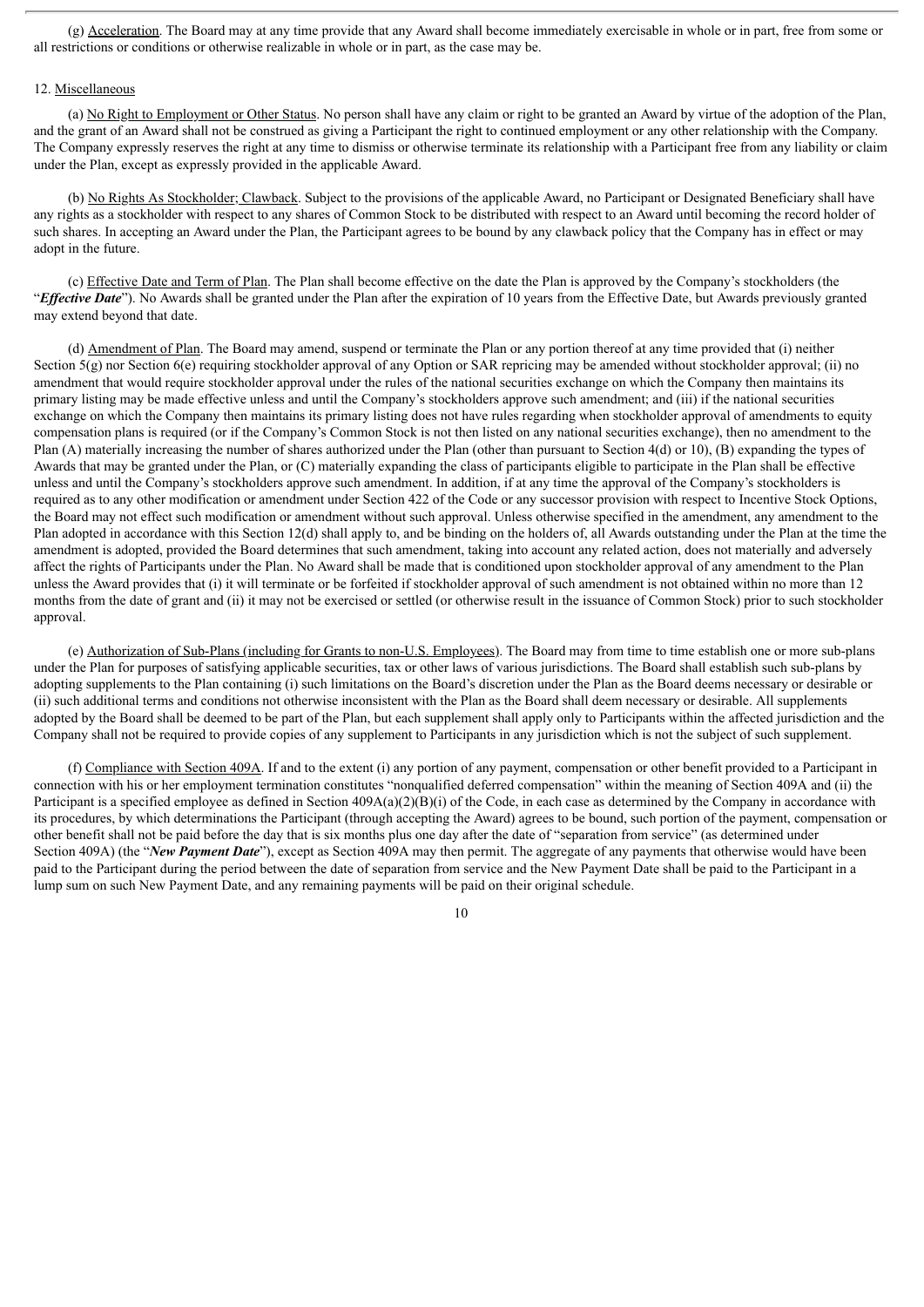(g) Acceleration. The Board may at any time provide that any Award shall become immediately exercisable in whole or in part, free from some or all restrictions or conditions or otherwise realizable in whole or in part, as the case may be.

12. Miscellaneous

(a) No Right to Employment or Other Status. No person shall have any claim or right to be granted an Award by virtue of the adoption of the Plan, and the grant of an Award shall not be construed as giving a Participant the right to continued employment or any other relationship with the Company. The Company expressly reserves the right at any time to dismiss or otherwise terminate its relationship with a Participant free from any liability or claim under the Plan, except as expressly provided in the applicable Award.

(b) No Rights As Stockholder; Clawback. Subject to the provisions of the applicable Award, no Participant or Designated Beneficiary shall have any rights as a stockholder with respect to any shares of Common Stock to be distributed with respect to an Award until becoming the record holder of such shares. In accepting an Award under the Plan, the Participant agrees to be bound by any clawback policy that the Company has in effect or may adopt in the future.

(c) Effective Date and Term of Plan. The Plan shall become effective on the date the Plan is approved by the Company's stockholders (the "***Effective Date***"). No Awards shall be granted under the Plan after the expiration of 10 years from the Effective Date, but Awards previously granted may extend beyond that date.

(d) Amendment of Plan. The Board may amend, suspend or terminate the Plan or any portion thereof at any time provided that (i) neither Section 5(g) nor Section 6(e) requiring stockholder approval of any Option or SAR repricing may be amended without stockholder approval; (ii) no amendment that would require stockholder approval under the rules of the national securities exchange on which the Company then maintains its primary listing may be made effective unless and until the Company's stockholders approve such amendment; and (iii) if the national securities exchange on which the Company then maintains its primary listing does not have rules regarding when stockholder approval of amendments to equity compensation plans is required (or if the Company's Common Stock is not then listed on any national securities exchange), then no amendment to the Plan (A) materially increasing the number of shares authorized under the Plan (other than pursuant to Section 4(d) or 10), (B) expanding the types of Awards that may be granted under the Plan, or (C) materially expanding the class of participants eligible to participate in the Plan shall be effective unless and until the Company's stockholders approve such amendment. In addition, if at any time the approval of the Company's stockholders is required as to any other modification or amendment under Section 422 of the Code or any successor provision with respect to Incentive Stock Options, the Board may not effect such modification or amendment without such approval. Unless otherwise specified in the amendment, any amendment to the Plan adopted in accordance with this Section 12(d) shall apply to, and be binding on the holders of, all Awards outstanding under the Plan at the time the amendment is adopted, provided the Board determines that such amendment, taking into account any related action, does not materially and adversely affect the rights of Participants under the Plan. No Award shall be made that is conditioned upon stockholder approval of any amendment to the Plan unless the Award provides that (i) it will terminate or be forfeited if stockholder approval of such amendment is not obtained within no more than 12 months from the date of grant and (ii) it may not be exercised or settled (or otherwise result in the issuance of Common Stock) prior to such stockholder approval.

(e) Authorization of Sub-Plans (including for Grants to non-U.S. Employees). The Board may from time to time establish one or more sub-plans under the Plan for purposes of satisfying applicable securities, tax or other laws of various jurisdictions. The Board shall establish such sub-plans by adopting supplements to the Plan containing (i) such limitations on the Board's discretion under the Plan as the Board deems necessary or desirable or (ii) such additional terms and conditions not otherwise inconsistent with the Plan as the Board shall deem necessary or desirable. All supplements adopted by the Board shall be deemed to be part of the Plan, but each supplement shall apply only to Participants within the affected jurisdiction and the Company shall not be required to provide copies of any supplement to Participants in any jurisdiction which is not the subject of such supplement.

(f) Compliance with Section 409A. If and to the extent (i) any portion of any payment, compensation or other benefit provided to a Participant in connection with his or her employment termination constitutes "nonqualified deferred compensation" within the meaning of Section 409A and (ii) the Participant is a specified employee as defined in Section 409A(a)(2)(B)(i) of the Code, in each case as determined by the Company in accordance with its procedures, by which determinations the Participant (through accepting the Award) agrees to be bound, such portion of the payment, compensation or other benefit shall not be paid before the day that is six months plus one day after the date of "separation from service" (as determined under Section 409A) (the "***New Payment Date***"), except as Section 409A may then permit. The aggregate of any payments that otherwise would have been paid to the Participant during the period between the date of separation from service and the New Payment Date shall be paid to the Participant in a lump sum on such New Payment Date, and any remaining payments will be paid on their original schedule.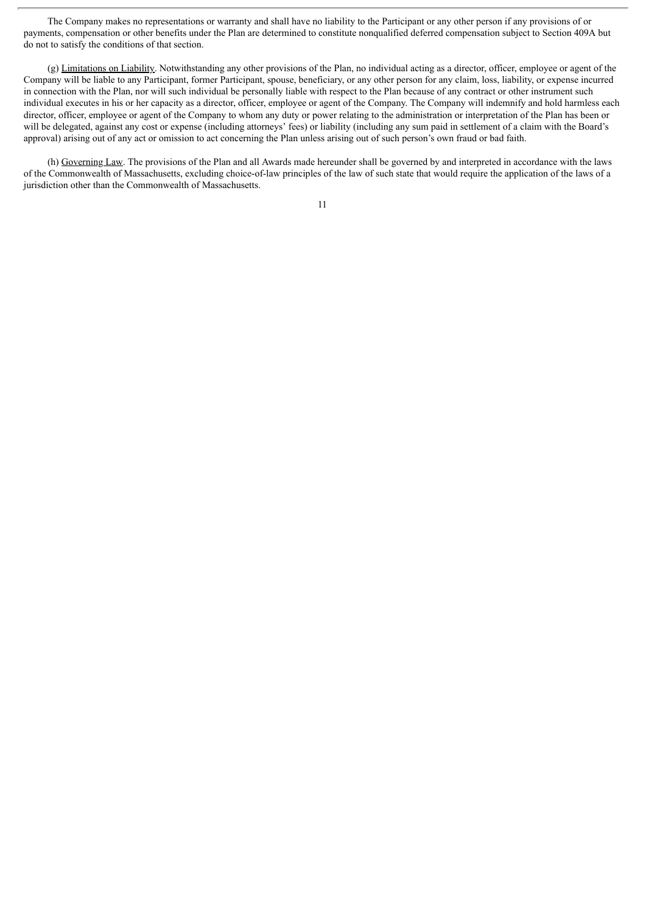The Company makes no representations or warranty and shall have no liability to the Participant or any other person if any provisions of or payments, compensation or other benefits under the Plan are determined to constitute nonqualified deferred compensation subject to Section 409A but do not to satisfy the conditions of that section.

(g) Limitations on Liability. Notwithstanding any other provisions of the Plan, no individual acting as a director, officer, employee or agent of the Company will be liable to any Participant, former Participant, spouse, beneficiary, or any other person for any claim, loss, liability, or expense incurred in connection with the Plan, nor will such individual be personally liable with respect to the Plan because of any contract or other instrument such individual executes in his or her capacity as a director, officer, employee or agent of the Company. The Company will indemnify and hold harmless each director, officer, employee or agent of the Company to whom any duty or power relating to the administration or interpretation of the Plan has been or will be delegated, against any cost or expense (including attorneys' fees) or liability (including any sum paid in settlement of a claim with the Board's approval) arising out of any act or omission to act concerning the Plan unless arising out of such person's own fraud or bad faith.

(h) Governing Law. The provisions of the Plan and all Awards made hereunder shall be governed by and interpreted in accordance with the laws of the Commonwealth of Massachusetts, excluding choice-of-law principles of the law of such state that would require the application of the laws of a jurisdiction other than the Commonwealth of Massachusetts.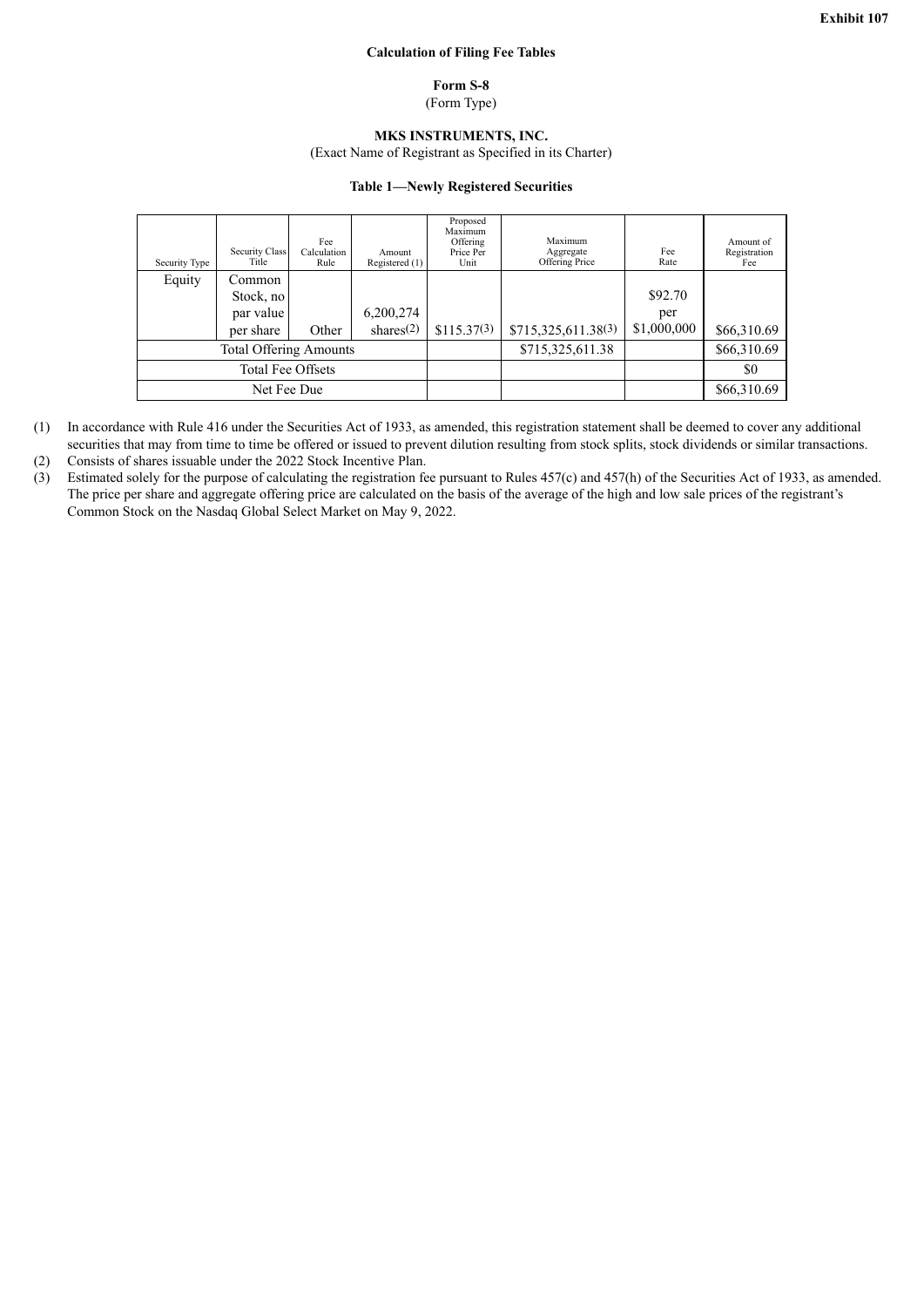**Exhibit 107**

**Calculation of Filing Fee Tables**

**Form S-8**

(Form Type)

**MKS INSTRUMENTS, INC.**

(Exact Name of Registrant as Specified in its Charter)

**Table 1—Newly Registered Securities**

| Security Type | Security Class Title | Fee Calculation Rule | Amount Registered (1) | Proposed Maximum Offering Price Per Unit | Maximum Aggregate Offering Price | Fee Rate | Amount of Registration Fee |
|---|---|---|---|---|---|---|---|
| Equity | Common Stock, no par value per share | Other | 6,200,274 shares(2) | $115.37(3) | $715,325,611.38(3) | $92.70 per $1,000,000 | $66,310.69 |
| Total Offering Amounts | | | | | $715,325,611.38 | | $66,310.69 |
| Total Fee Offsets | | | | | | | $0 |
| Net Fee Due | | | | | | | $66,310.69 |

(1) In accordance with Rule 416 under the Securities Act of 1933, as amended, this registration statement shall be deemed to cover any additional securities that may from time to time be offered or issued to prevent dilution resulting from stock splits, stock dividends or similar transactions.

(2) Consists of shares issuable under the 2022 Stock Incentive Plan.

(3) Estimated solely for the purpose of calculating the registration fee pursuant to Rules 457(c) and 457(h) of the Securities Act of 1933, as amended. The price per share and aggregate offering price are calculated on the basis of the average of the high and low sale prices of the registrant's Common Stock on the Nasdaq Global Select Market on May 9, 2022.